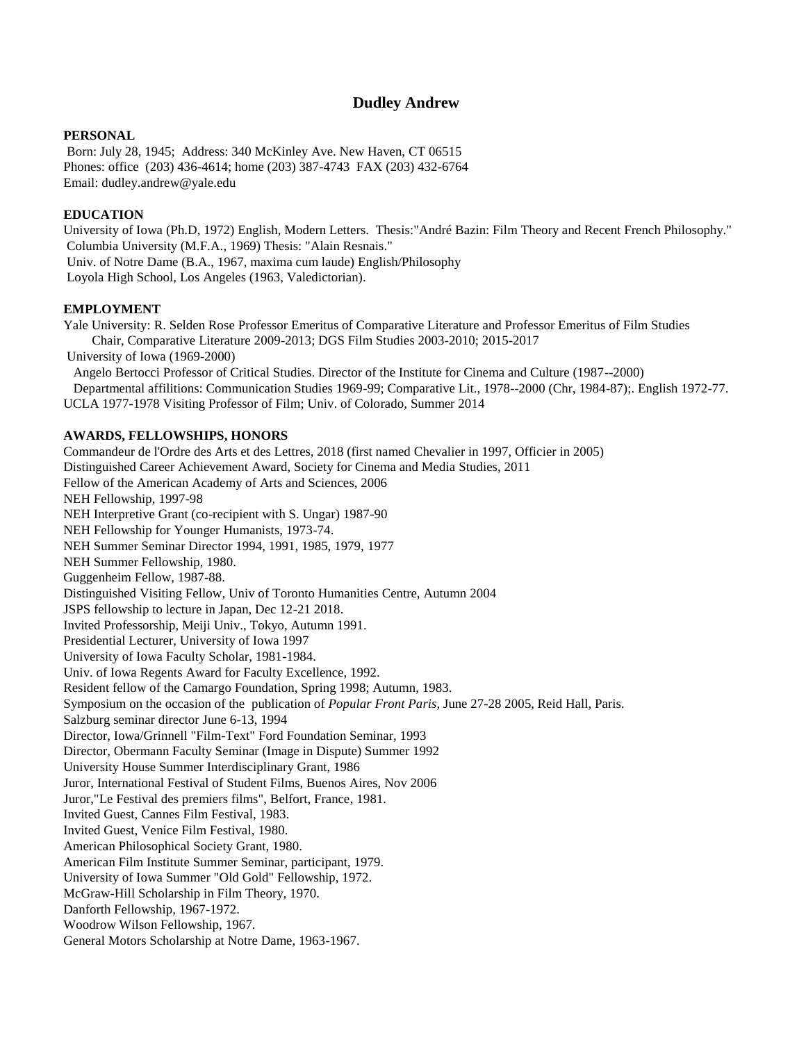# Dudley Andrew

## PERSONAL

Born: July 28, 1945; Address: 340 McKinley Ave. New Haven, CT 06515
Phones: office (203) 436-4614; home (203) 387-4743 FAX (203) 432-6764
Email: dudley.andrew@yale.edu

## EDUCATION

University of Iowa (Ph.D, 1972) English, Modern Letters. Thesis:"André Bazin: Film Theory and Recent French Philosophy."
Columbia University (M.F.A., 1969) Thesis: "Alain Resnais."
Univ. of Notre Dame (B.A., 1967, maxima cum laude) English/Philosophy
Loyola High School, Los Angeles (1963, Valedictorian).

## EMPLOYMENT

Yale University: R. Selden Rose Professor Emeritus of Comparative Literature and Professor Emeritus of Film Studies
Chair, Comparative Literature 2009-2013; DGS Film Studies 2003-2010; 2015-2017
University of Iowa (1969-2000)
Angelo Bertocci Professor of Critical Studies. Director of the Institute for Cinema and Culture (1987--2000)
Departmental affiliations: Communication Studies 1969-99; Comparative Lit., 1978--2000 (Chr, 1984-87);. English 1972-77.
UCLA 1977-1978 Visiting Professor of Film; Univ. of Colorado, Summer 2014

## AWARDS, FELLOWSHIPS, HONORS

Commandeur de l'Ordre des Arts et des Lettres, 2018 (first named Chevalier in 1997, Officier in 2005)
Distinguished Career Achievement Award, Society for Cinema and Media Studies, 2011
Fellow of the American Academy of Arts and Sciences, 2006
NEH Fellowship, 1997-98
NEH Interpretive Grant (co-recipient with S. Ungar) 1987-90
NEH Fellowship for Younger Humanists, 1973-74.
NEH Summer Seminar Director 1994, 1991, 1985, 1979, 1977
NEH Summer Fellowship, 1980.
Guggenheim Fellow, 1987-88.
Distinguished Visiting Fellow, Univ of Toronto Humanities Centre, Autumn 2004
JSPS fellowship to lecture in Japan, Dec 12-21 2018.
Invited Professorship, Meiji Univ., Tokyo, Autumn 1991.
Presidential Lecturer, University of Iowa 1997
University of Iowa Faculty Scholar, 1981-1984.
Univ. of Iowa Regents Award for Faculty Excellence, 1992.
Resident fellow of the Camargo Foundation, Spring 1998; Autumn, 1983.
Symposium on the occasion of the publication of *Popular Front Paris*, June 27-28 2005, Reid Hall, Paris.
Salzburg seminar director June 6-13, 1994
Director, Iowa/Grinnell "Film-Text" Ford Foundation Seminar, 1993
Director, Obermann Faculty Seminar (Image in Dispute) Summer 1992
University House Summer Interdisciplinary Grant, 1986
Juror, International Festival of Student Films, Buenos Aires, Nov 2006
Juror,"Le Festival des premiers films", Belfort, France, 1981.
Invited Guest, Cannes Film Festival, 1983.
Invited Guest, Venice Film Festival, 1980.
American Philosophical Society Grant, 1980.
American Film Institute Summer Seminar, participant, 1979.
University of Iowa Summer "Old Gold" Fellowship, 1972.
McGraw-Hill Scholarship in Film Theory, 1970.
Danforth Fellowship, 1967-1972.
Woodrow Wilson Fellowship, 1967.
General Motors Scholarship at Notre Dame, 1963-1967.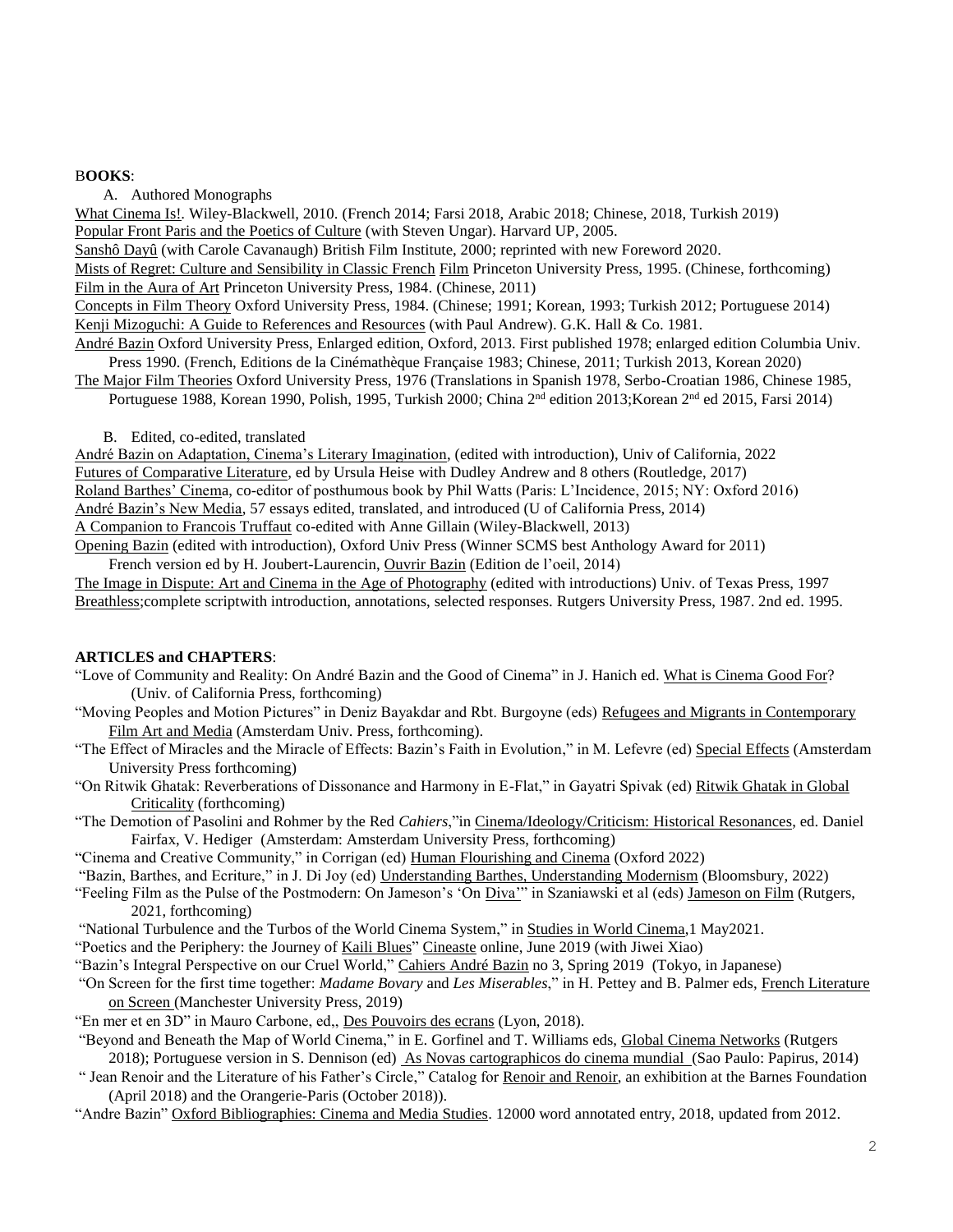## BOOKS:

A. Authored Monographs

What Cinema Is!. Wiley-Blackwell, 2010. (French 2014; Farsi 2018, Arabic 2018; Chinese, 2018, Turkish 2019)
Popular Front Paris and the Poetics of Culture (with Steven Ungar). Harvard UP, 2005.
Sanshô Dayû (with Carole Cavanaugh) British Film Institute, 2000; reprinted with new Foreword 2020.
Mists of Regret: Culture and Sensibility in Classic French Film Princeton University Press, 1995. (Chinese, forthcoming)
Film in the Aura of Art Princeton University Press, 1984. (Chinese, 2011)
Concepts in Film Theory Oxford University Press, 1984. (Chinese; 1991; Korean, 1993; Turkish 2012; Portuguese 2014)
Kenji Mizoguchi: A Guide to References and Resources (with Paul Andrew). G.K. Hall & Co. 1981.
André Bazin Oxford University Press, Enlarged edition, Oxford, 2013. First published 1978; enlarged edition Columbia Univ. Press 1990. (French, Editions de la Cinémathèque Française 1983; Chinese, 2011; Turkish 2013, Korean 2020)
The Major Film Theories Oxford University Press, 1976 (Translations in Spanish 1978, Serbo-Croatian 1986, Chinese 1985, Portuguese 1988, Korean 1990, Polish, 1995, Turkish 2000; China 2nd edition 2013;Korean 2nd ed 2015, Farsi 2014)

B. Edited, co-edited, translated

André Bazin on Adaptation, Cinema's Literary Imagination, (edited with introduction), Univ of California, 2022
Futures of Comparative Literature, ed by Ursula Heise with Dudley Andrew and 8 others (Routledge, 2017)
Roland Barthes' Cinema, co-editor of posthumous book by Phil Watts (Paris: L'Incidence, 2015; NY: Oxford 2016)
André Bazin's New Media, 57 essays edited, translated, and introduced (U of California Press, 2014)
A Companion to Francois Truffaut co-edited with Anne Gillain (Wiley-Blackwell, 2013)
Opening Bazin (edited with introduction), Oxford Univ Press (Winner SCMS best Anthology Award for 2011)
French version ed by H. Joubert-Laurencin, Ouvrir Bazin (Edition de l'oeil, 2014)
The Image in Dispute: Art and Cinema in the Age of Photography (edited with introductions) Univ. of Texas Press, 1997
Breathless;complete scriptwith introduction, annotations, selected responses. Rutgers University Press, 1987. 2nd ed. 1995.

## ARTICLES and CHAPTERS:

"Love of Community and Reality: On André Bazin and the Good of Cinema" in J. Hanich ed. What is Cinema Good For? (Univ. of California Press, forthcoming)
"Moving Peoples and Motion Pictures" in Deniz Bayakdar and Rbt. Burgoyne (eds) Refugees and Migrants in Contemporary Film Art and Media (Amsterdam Univ. Press, forthcoming).
"The Effect of Miracles and the Miracle of Effects: Bazin's Faith in Evolution," in M. Lefevre (ed) Special Effects (Amsterdam University Press forthcoming)
"On Ritwik Ghatak: Reverberations of Dissonance and Harmony in E-Flat," in Gayatri Spivak (ed) Ritwik Ghatak in Global Criticality (forthcoming)
"The Demotion of Pasolini and Rohmer by the Red *Cahiers*,"in Cinema/Ideology/Criticism: Historical Resonances, ed. Daniel Fairfax, V. Hediger (Amsterdam: Amsterdam University Press, forthcoming)
"Cinema and Creative Community," in Corrigan (ed) Human Flourishing and Cinema (Oxford 2022)
"Bazin, Barthes, and Ecriture," in J. Di Joy (ed) Understanding Barthes, Understanding Modernism (Bloomsbury, 2022)
"Feeling Film as the Pulse of the Postmodern: On Jameson's 'On Diva'" in Szaniawski et al (eds) Jameson on Film (Rutgers, 2021, forthcoming)
"National Turbulence and the Turbos of the World Cinema System," in Studies in World Cinema,1 May2021.
"Poetics and the Periphery: the Journey of Kaili Blues" Cineaste online, June 2019 (with Jiwei Xiao)
"Bazin's Integral Perspective on our Cruel World," Cahiers André Bazin no 3, Spring 2019 (Tokyo, in Japanese)
"On Screen for the first time together: *Madame Bovary* and *Les Miserables*," in H. Pettey and B. Palmer eds, French Literature on Screen (Manchester University Press, 2019)
"En mer et en 3D" in Mauro Carbone, ed,, Des Pouvoirs des ecrans (Lyon, 2018).
"Beyond and Beneath the Map of World Cinema," in E. Gorfinel and T. Williams eds, Global Cinema Networks (Rutgers 2018); Portuguese version in S. Dennison (ed) As Novas cartographicos do cinema mundial (Sao Paulo: Papirus, 2014)
" Jean Renoir and the Literature of his Father's Circle," Catalog for Renoir and Renoir, an exhibition at the Barnes Foundation (April 2018) and the Orangerie-Paris (October 2018)).
"Andre Bazin" Oxford Bibliographies: Cinema and Media Studies. 12000 word annotated entry, 2018, updated from 2012.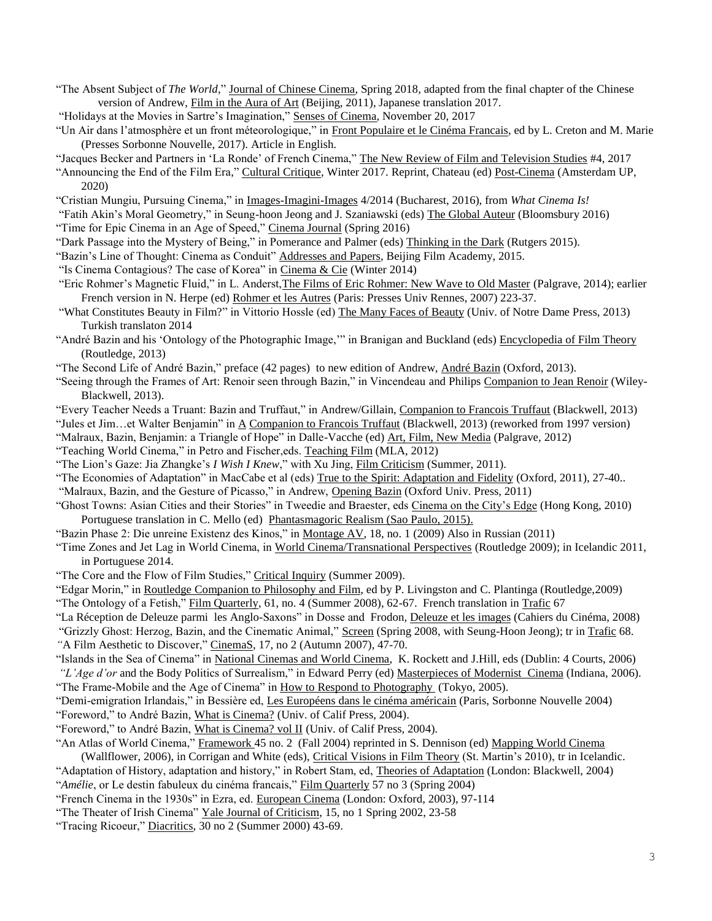"The Absent Subject of *The World*," Journal of Chinese Cinema, Spring 2018, adapted from the final chapter of the Chinese version of Andrew, Film in the Aura of Art (Beijing, 2011), Japanese translation 2017.

"Holidays at the Movies in Sartre's Imagination," Senses of Cinema, November 20, 2017

"Un Air dans l'atmosphère et un front méteorologique," in Front Populaire et le Cinéma Francais, ed by L. Creton and M. Marie (Presses Sorbonne Nouvelle, 2017). Article in English.

"Jacques Becker and Partners in 'La Ronde' of French Cinema," The New Review of Film and Television Studies #4, 2017

"Announcing the End of the Film Era," Cultural Critique, Winter 2017. Reprint, Chateau (ed) Post-Cinema (Amsterdam UP, 2020)

"Cristian Mungiu, Pursuing Cinema," in Images-Imagini-Images 4/2014 (Bucharest, 2016), from *What Cinema Is!*

"Fatih Akin's Moral Geometry," in Seung-hoon Jeong and J. Szaniawski (eds) The Global Auteur (Bloomsbury 2016)

"Time for Epic Cinema in an Age of Speed," Cinema Journal (Spring 2016)

"Dark Passage into the Mystery of Being," in Pomerance and Palmer (eds) Thinking in the Dark (Rutgers 2015).

"Bazin's Line of Thought: Cinema as Conduit" Addresses and Papers, Beijing Film Academy, 2015.

"Is Cinema Contagious? The case of Korea" in Cinema & Cie (Winter 2014)

"Eric Rohmer's Magnetic Fluid," in L. Anderst, The Films of Eric Rohmer: New Wave to Old Master (Palgrave, 2014); earlier French version in N. Herpe (ed) Rohmer et les Autres (Paris: Presses Univ Rennes, 2007) 223-37.

"What Constitutes Beauty in Film?" in Vittorio Hossle (ed) The Many Faces of Beauty (Univ. of Notre Dame Press, 2013) Turkish translaton 2014

"André Bazin and his 'Ontology of the Photographic Image,'" in Branigan and Buckland (eds) Encyclopedia of Film Theory (Routledge, 2013)

"The Second Life of André Bazin," preface (42 pages) to new edition of Andrew, André Bazin (Oxford, 2013).

"Seeing through the Frames of Art: Renoir seen through Bazin," in Vincendeau and Philips Companion to Jean Renoir (Wiley-Blackwell, 2013).

"Every Teacher Needs a Truant: Bazin and Truffaut," in Andrew/Gillain, Companion to Francois Truffaut (Blackwell, 2013)

"Jules et Jim…et Walter Benjamin" in A Companion to Francois Truffaut (Blackwell, 2013) (reworked from 1997 version)

"Malraux, Bazin, Benjamin: a Triangle of Hope" in Dalle-Vacche (ed) Art, Film, New Media (Palgrave, 2012)

"Teaching World Cinema," in Petro and Fischer,eds. Teaching Film (MLA, 2012)

"The Lion's Gaze: Jia Zhangke's *I Wish I Knew*," with Xu Jing, Film Criticism (Summer, 2011).

"The Economies of Adaptation" in MacCabe et al (eds) True to the Spirit: Adaptation and Fidelity (Oxford, 2011), 27-40..

"Malraux, Bazin, and the Gesture of Picasso," in Andrew, Opening Bazin (Oxford Univ. Press, 2011)

"Ghost Towns: Asian Cities and their Stories" in Tweedie and Braester, eds Cinema on the City's Edge (Hong Kong, 2010) Portuguese translation in C. Mello (ed) Phantasmagoric Realism (Sao Paulo, 2015).

"Bazin Phase 2: Die unreine Existenz des Kinos," in Montage AV, 18, no. 1 (2009) Also in Russian (2011)

"Time Zones and Jet Lag in World Cinema, in World Cinema/Transnational Perspectives (Routledge 2009); in Icelandic 2011, in Portuguese 2014.

"The Core and the Flow of Film Studies," Critical Inquiry (Summer 2009).

"Edgar Morin," in Routledge Companion to Philosophy and Film, ed by P. Livingston and C. Plantinga (Routledge,2009)

"The Ontology of a Fetish," Film Quarterly, 61, no. 4 (Summer 2008), 62-67. French translation in Trafic 67

"La Réception de Deleuze parmi les Anglo-Saxons" in Dosse and Frodon, Deleuze et les images (Cahiers du Cinéma, 2008)

"Grizzly Ghost: Herzog, Bazin, and the Cinematic Animal," Screen (Spring 2008, with Seung-Hoon Jeong); tr in Trafic 68.

"A Film Aesthetic to Discover," CinemaS, 17, no 2 (Autumn 2007), 47-70.

"Islands in the Sea of Cinema" in National Cinemas and World Cinema, K. Rockett and J.Hill, eds (Dublin: 4 Courts, 2006)

"*L'Age d'or* and the Body Politics of Surrealism," in Edward Perry (ed) Masterpieces of Modernist Cinema (Indiana, 2006).

"The Frame-Mobile and the Age of Cinema" in How to Respond to Photography (Tokyo, 2005).

"Demi-emigration Irlandais," in Bessière ed, Les Européens dans le cinéma américain (Paris, Sorbonne Nouvelle 2004)

"Foreword," to André Bazin, What is Cinema? (Univ. of Calif Press, 2004).

"Foreword," to André Bazin, What is Cinema? vol II (Univ. of Calif Press, 2004).

"An Atlas of World Cinema," Framework 45 no. 2 (Fall 2004) reprinted in S. Dennison (ed) Mapping World Cinema (Wallflower, 2006), in Corrigan and White (eds), Critical Visions in Film Theory (St. Martin's 2010), tr in Icelandic.

"Adaptation of History, adaptation and history," in Robert Stam, ed, Theories of Adaptation (London: Blackwell, 2004)

"*Amélie*, or Le destin fabuleux du cinéma francais," Film Quarterly 57 no 3 (Spring 2004)

"French Cinema in the 1930s" in Ezra, ed. European Cinema (London: Oxford, 2003), 97-114

"The Theater of Irish Cinema" Yale Journal of Criticism, 15, no 1 Spring 2002, 23-58

"Tracing Ricoeur," Diacritics, 30 no 2 (Summer 2000) 43-69.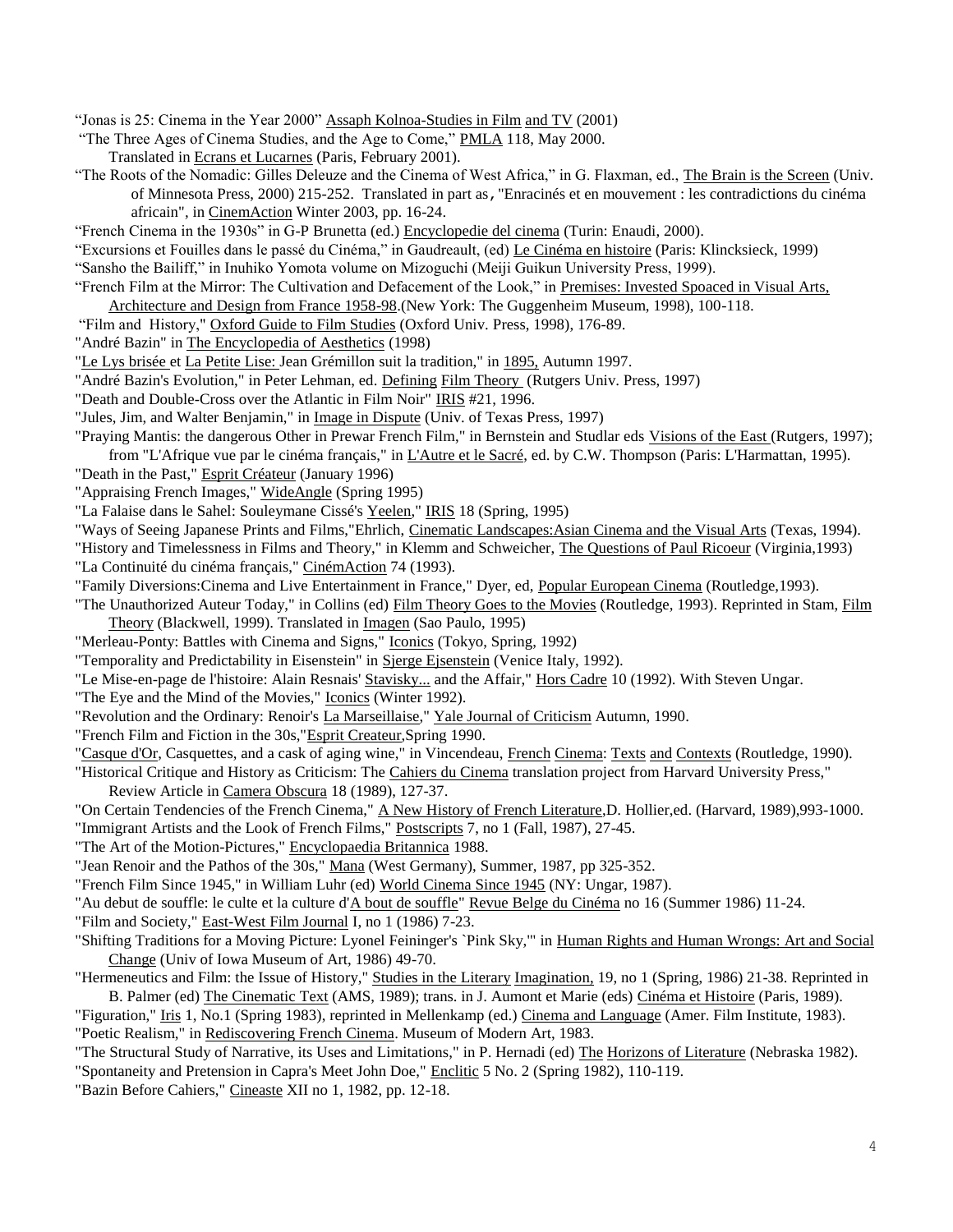"Jonas is 25: Cinema in the Year 2000" Assaph Kolnoa-Studies in Film and TV (2001)

"The Three Ages of Cinema Studies, and the Age to Come," PMLA 118, May 2000. Translated in Ecrans et Lucarnes (Paris, February 2001).

"The Roots of the Nomadic: Gilles Deleuze and the Cinema of West Africa," in G. Flaxman, ed., The Brain is the Screen (Univ. of Minnesota Press, 2000) 215-252. Translated in part as, "Enracinés et en mouvement : les contradictions du cinéma africain", in CinemAction Winter 2003, pp. 16-24.

"French Cinema in the 1930s" in G-P Brunetta (ed.) Encyclopedie del cinema (Turin: Enaudi, 2000).

"Excursions et Fouilles dans le passé du Cinéma," in Gaudreault, (ed) Le Cinéma en histoire (Paris: Klincksieck, 1999)

"Sansho the Bailiff," in Inuhiko Yomota volume on Mizoguchi (Meiji Guikun University Press, 1999).

"French Film at the Mirror: The Cultivation and Defacement of the Look," in Premises: Invested Spoaced in Visual Arts, Architecture and Design from France 1958-98.(New York: The Guggenheim Museum, 1998), 100-118.

"Film and History," Oxford Guide to Film Studies (Oxford Univ. Press, 1998), 176-89.

"André Bazin" in The Encyclopedia of Aesthetics (1998)

"Le Lys brisée et La Petite Lise: Jean Grémillon suit la tradition," in 1895, Autumn 1997.

"André Bazin's Evolution," in Peter Lehman, ed. Defining Film Theory (Rutgers Univ. Press, 1997)

"Death and Double-Cross over the Atlantic in Film Noir" IRIS #21, 1996.

"Jules, Jim, and Walter Benjamin," in Image in Dispute (Univ. of Texas Press, 1997)

"Praying Mantis: the dangerous Other in Prewar French Film," in Bernstein and Studlar eds Visions of the East (Rutgers, 1997); from "L'Afrique vue par le cinéma français," in L'Autre et le Sacré, ed. by C.W. Thompson (Paris: L'Harmattan, 1995).

"Death in the Past," Esprit Créateur (January 1996)

"Appraising French Images," WideAngle (Spring 1995)

"La Falaise dans le Sahel: Souleymane Cissé's Yeelen," IRIS 18 (Spring, 1995)

"Ways of Seeing Japanese Prints and Films,"Ehrlich, Cinematic Landscapes:Asian Cinema and the Visual Arts (Texas, 1994).

"History and Timelessness in Films and Theory," in Klemm and Schweicher, The Questions of Paul Ricoeur (Virginia,1993)

"La Continuité du cinéma français," CinémAction 74 (1993).

"Family Diversions:Cinema and Live Entertainment in France," Dyer, ed, Popular European Cinema (Routledge,1993).

"The Unauthorized Auteur Today," in Collins (ed) Film Theory Goes to the Movies (Routledge, 1993). Reprinted in Stam, Film Theory (Blackwell, 1999). Translated in Imagen (Sao Paulo, 1995)

"Merleau-Ponty: Battles with Cinema and Signs," Iconics (Tokyo, Spring, 1992)

"Temporality and Predictability in Eisenstein" in Sjerge Ejsenstein (Venice Italy, 1992).

"Le Mise-en-page de l'histoire: Alain Resnais' Stavisky... and the Affair," Hors Cadre 10 (1992). With Steven Ungar.

"The Eye and the Mind of the Movies," Iconics (Winter 1992).

"Revolution and the Ordinary: Renoir's La Marseillaise," Yale Journal of Criticism Autumn, 1990.

"French Film and Fiction in the 30s,"Esprit Createur,Spring 1990.

"Casque d'Or, Casquettes, and a cask of aging wine," in Vincendeau, French Cinema: Texts and Contexts (Routledge, 1990).

"Historical Critique and History as Criticism: The Cahiers du Cinema translation project from Harvard University Press," Review Article in Camera Obscura 18 (1989), 127-37.

"On Certain Tendencies of the French Cinema," A New History of French Literature,D. Hollier,ed. (Harvard, 1989),993-1000.

"Immigrant Artists and the Look of French Films," Postscripts 7, no 1 (Fall, 1987), 27-45.

"The Art of the Motion-Pictures," Encyclopaedia Britannica 1988.

"Jean Renoir and the Pathos of the 30s," Mana (West Germany), Summer, 1987, pp 325-352.

"French Film Since 1945," in William Luhr (ed) World Cinema Since 1945 (NY: Ungar, 1987).

"Au debut de souffle: le culte et la culture d'A bout de souffle" Revue Belge du Cinéma no 16 (Summer 1986) 11-24.

"Film and Society," East-West Film Journal I, no 1 (1986) 7-23.

"Shifting Traditions for a Moving Picture: Lyonel Feininger's `Pink Sky,'" in Human Rights and Human Wrongs: Art and Social Change (Univ of Iowa Museum of Art, 1986) 49-70.

"Hermeneutics and Film: the Issue of History," Studies in the Literary Imagination, 19, no 1 (Spring, 1986) 21-38. Reprinted in B. Palmer (ed) The Cinematic Text (AMS, 1989); trans. in J. Aumont et Marie (eds) Cinéma et Histoire (Paris, 1989).

"Figuration," Iris 1, No.1 (Spring 1983), reprinted in Mellenkamp (ed.) Cinema and Language (Amer. Film Institute, 1983).

"Poetic Realism," in Rediscovering French Cinema. Museum of Modern Art, 1983.

"The Structural Study of Narrative, its Uses and Limitations," in P. Hernadi (ed) The Horizons of Literature (Nebraska 1982).

"Spontaneity and Pretension in Capra's Meet John Doe," Enclitic 5 No. 2 (Spring 1982), 110-119.

"Bazin Before Cahiers," Cineaste XII no 1, 1982, pp. 12-18.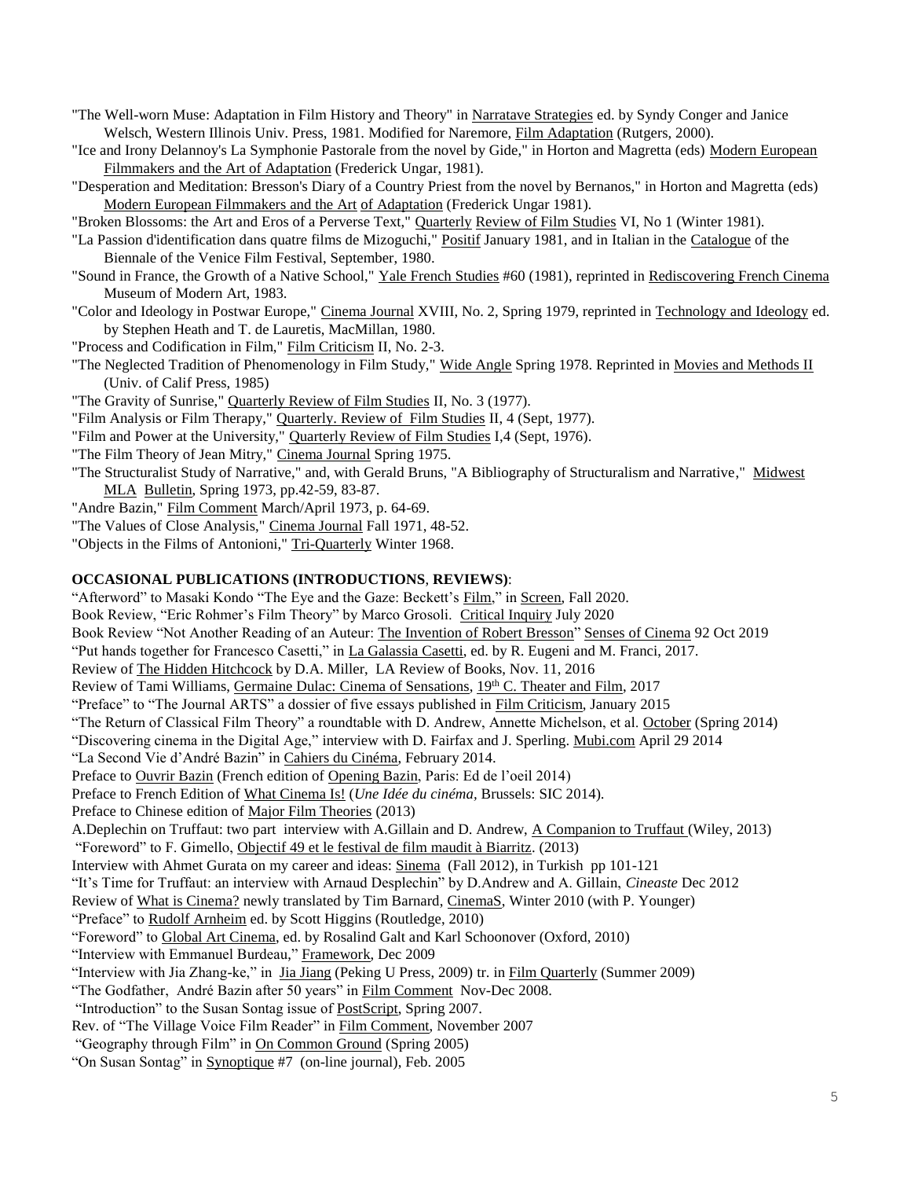"The Well-worn Muse: Adaptation in Film History and Theory" in Narratave Strategies ed. by Syndy Conger and Janice Welsch, Western Illinois Univ. Press, 1981. Modified for Naremore, Film Adaptation (Rutgers, 2000).

"Ice and Irony Delannoy's La Symphonie Pastorale from the novel by Gide," in Horton and Magretta (eds) Modern European Filmmakers and the Art of Adaptation (Frederick Ungar, 1981).

"Desperation and Meditation: Bresson's Diary of a Country Priest from the novel by Bernanos," in Horton and Magretta (eds) Modern European Filmmakers and the Art of Adaptation (Frederick Ungar 1981).

"Broken Blossoms: the Art and Eros of a Perverse Text," Quarterly Review of Film Studies VI, No 1 (Winter 1981).

"La Passion d'identification dans quatre films de Mizoguchi," Positif January 1981, and in Italian in the Catalogue of the Biennale of the Venice Film Festival, September, 1980.

"Sound in France, the Growth of a Native School," Yale French Studies #60 (1981), reprinted in Rediscovering French Cinema Museum of Modern Art, 1983.

"Color and Ideology in Postwar Europe," Cinema Journal XVIII, No. 2, Spring 1979, reprinted in Technology and Ideology ed. by Stephen Heath and T. de Lauretis, MacMillan, 1980.

"Process and Codification in Film," Film Criticism II, No. 2-3.

"The Neglected Tradition of Phenomenology in Film Study," Wide Angle Spring 1978. Reprinted in Movies and Methods II (Univ. of Calif Press, 1985)

"The Gravity of Sunrise," Quarterly Review of Film Studies II, No. 3 (1977).

"Film Analysis or Film Therapy," Quarterly. Review of Film Studies II, 4 (Sept, 1977).

"Film and Power at the University," Quarterly Review of Film Studies I,4 (Sept, 1976).

"The Film Theory of Jean Mitry," Cinema Journal Spring 1975.

"The Structuralist Study of Narrative," and, with Gerald Bruns, "A Bibliography of Structuralism and Narrative," Midwest MLA Bulletin, Spring 1973, pp.42-59, 83-87.

"Andre Bazin," Film Comment March/April 1973, p. 64-69.

"The Values of Close Analysis," Cinema Journal Fall 1971, 48-52.

"Objects in the Films of Antonioni," Tri-Quarterly Winter 1968.

**OCCASIONAL PUBLICATIONS (INTRODUCTIONS, REVIEWS):**

"Afterword" to Masaki Kondo "The Eye and the Gaze: Beckett's Film," in Screen, Fall 2020.

Book Review, "Eric Rohmer's Film Theory" by Marco Grosoli. Critical Inquiry July 2020

Book Review "Not Another Reading of an Auteur: The Invention of Robert Bresson" Senses of Cinema 92 Oct 2019

"Put hands together for Francesco Casetti," in La Galassia Casetti, ed. by R. Eugeni and M. Franci, 2017.

Review of The Hidden Hitchcock by D.A. Miller, LA Review of Books, Nov. 11, 2016

Review of Tami Williams, Germaine Dulac: Cinema of Sensations, 19th C. Theater and Film, 2017

"Preface" to "The Journal ARTS" a dossier of five essays published in Film Criticism, January 2015

"The Return of Classical Film Theory" a roundtable with D. Andrew, Annette Michelson, et al. October (Spring 2014)

"Discovering cinema in the Digital Age," interview with D. Fairfax and J. Sperling. Mubi.com April 29 2014

"La Second Vie d'André Bazin" in Cahiers du Cinéma, February 2014.

Preface to Ouvrir Bazin (French edition of Opening Bazin, Paris: Ed de l'oeil 2014)

Preface to French Edition of What Cinema Is! (*Une Idée du cinéma,* Brussels: SIC 2014).

Preface to Chinese edition of Major Film Theories (2013)

A.Deplechin on Truffaut: two part interview with A.Gillain and D. Andrew, A Companion to Truffaut (Wiley, 2013)

"Foreword" to F. Gimello, Objectif 49 et le festival de film maudit à Biarritz. (2013)

Interview with Ahmet Gurata on my career and ideas: Sinema (Fall 2012), in Turkish pp 101-121

"It's Time for Truffaut: an interview with Arnaud Desplechin" by D.Andrew and A. Gillain, *Cineaste* Dec 2012

Review of What is Cinema? newly translated by Tim Barnard, CinemaS, Winter 2010 (with P. Younger)

"Preface" to Rudolf Arnheim ed. by Scott Higgins (Routledge, 2010)

"Foreword" to Global Art Cinema, ed. by Rosalind Galt and Karl Schoonover (Oxford, 2010)

"Interview with Emmanuel Burdeau," Framework, Dec 2009

"Interview with Jia Zhang-ke," in Jia Jiang (Peking U Press, 2009) tr. in Film Quarterly (Summer 2009)

"The Godfather, André Bazin after 50 years" in Film Comment Nov-Dec 2008.

"Introduction" to the Susan Sontag issue of PostScript, Spring 2007.

Rev. of "The Village Voice Film Reader" in Film Comment, November 2007

"Geography through Film" in On Common Ground (Spring 2005)

"On Susan Sontag" in Synoptique #7 (on-line journal), Feb. 2005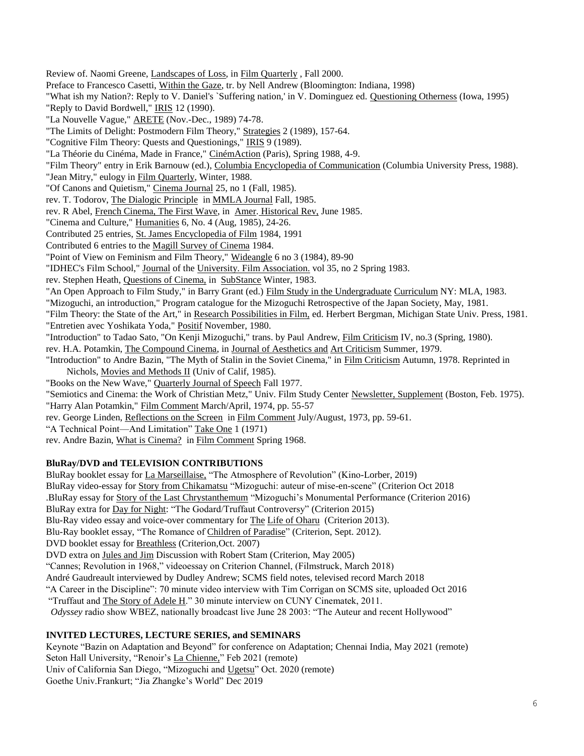Review of. Naomi Greene, Landscapes of Loss, in Film Quarterly , Fall 2000.

Preface to Francesco Casetti, Within the Gaze, tr. by Nell Andrew (Bloomington: Indiana, 1998)

"What ish my Nation?: Reply to V. Daniel's `Suffering nation,' in V. Dominguez ed. Questioning Otherness (Iowa, 1995)

"Reply to David Bordwell," IRIS 12 (1990).

"La Nouvelle Vague," ARETE (Nov.-Dec., 1989) 74-78.

"The Limits of Delight: Postmodern Film Theory," Strategies 2 (1989), 157-64.

"Cognitive Film Theory: Quests and Questionings," IRIS 9 (1989).

"La Théorie du Cinéma, Made in France," CinémAction (Paris), Spring 1988, 4-9.

"Film Theory" entry in Erik Barnouw (ed.), Columbia Encyclopedia of Communication (Columbia University Press, 1988).

"Jean Mitry," eulogy in Film Quarterly, Winter, 1988.

"Of Canons and Quietism," Cinema Journal 25, no 1 (Fall, 1985).

rev. T. Todorov, The Dialogic Principle in MMLA Journal Fall, 1985.

rev. R Abel, French Cinema, The First Wave, in Amer. Historical Rev, June 1985.

"Cinema and Culture," Humanities 6, No. 4 (Aug, 1985), 24-26.

Contributed 25 entries, St. James Encyclopedia of Film 1984, 1991

Contributed 6 entries to the Magill Survey of Cinema 1984.

"Point of View on Feminism and Film Theory," Wideangle 6 no 3 (1984), 89-90

"IDHEC's Film School," Journal of the University. Film Association. vol 35, no 2 Spring 1983.

rev. Stephen Heath, Questions of Cinema, in SubStance Winter, 1983.

"An Open Approach to Film Study," in Barry Grant (ed.) Film Study in the Undergraduate Curriculum NY: MLA, 1983.

"Mizoguchi, an introduction," Program catalogue for the Mizoguchi Retrospective of the Japan Society, May, 1981.

"Film Theory: the State of the Art," in Research Possibilities in Film, ed. Herbert Bergman, Michigan State Univ. Press, 1981.

"Entretien avec Yoshikata Yoda," Positif November, 1980.

"Introduction" to Tadao Sato, "On Kenji Mizoguchi," trans. by Paul Andrew, Film Criticism IV, no.3 (Spring, 1980).

rev. H.A. Potamkin, The Compound Cinema, in Journal of Aesthetics and Art Criticism Summer, 1979.

"Introduction" to Andre Bazin, "The Myth of Stalin in the Soviet Cinema," in Film Criticism Autumn, 1978. Reprinted in Nichols, Movies and Methods II (Univ of Calif, 1985).

"Books on the New Wave," Quarterly Journal of Speech Fall 1977.

"Semiotics and Cinema: the Work of Christian Metz," Univ. Film Study Center Newsletter, Supplement (Boston, Feb. 1975).

"Harry Alan Potamkin," Film Comment March/April, 1974, pp. 55-57

rev. George Linden, Reflections on the Screen in Film Comment July/August, 1973, pp. 59-61.

"A Technical Point—And Limitation" Take One 1 (1971)

rev. Andre Bazin, What is Cinema? in Film Comment Spring 1968.

**BluRay/DVD and TELEVISION CONTRIBUTIONS**

BluRay booklet essay for La Marseillaise, "The Atmosphere of Revolution" (Kino-Lorber, 2019)

BluRay video-essay for Story from Chikamatsu "Mizoguchi: auteur of mise-en-scene" (Criterion Oct 2018

.BluRay essay for Story of the Last Chrystanthemum "Mizoguchi's Monumental Performance (Criterion 2016)

BluRay extra for Day for Night: "The Godard/Truffaut Controversy" (Criterion 2015)

Blu-Ray video essay and voice-over commentary for The Life of Oharu (Criterion 2013).

Blu-Ray booklet essay, "The Romance of Children of Paradise" (Criterion, Sept. 2012).

DVD booklet essay for Breathless (Criterion,Oct. 2007)

DVD extra on Jules and Jim Discussion with Robert Stam (Criterion, May 2005)

"Cannes; Revolution in 1968," videoessay on Criterion Channel, (Filmstruck, March 2018)

André Gaudreault interviewed by Dudley Andrew; SCMS field notes, televised record March 2018

"A Career in the Discipline": 70 minute video interview with Tim Corrigan on SCMS site, uploaded Oct 2016

"Truffaut and The Story of Adele H." 30 minute interview on CUNY Cinematek, 2011.

*Odyssey* radio show WBEZ, nationally broadcast live June 28 2003: "The Auteur and recent Hollywood"

**INVITED LECTURES, LECTURE SERIES, and SEMINARS**

Keynote "Bazin on Adaptation and Beyond" for conference on Adaptation; Chennai India, May 2021 (remote)

Seton Hall University, "Renoir's La Chienne," Feb 2021 (remote)

Univ of California San Diego, "Mizoguchi and Ugetsu" Oct. 2020 (remote)

Goethe Univ.Frankurt; "Jia Zhangke's World" Dec 2019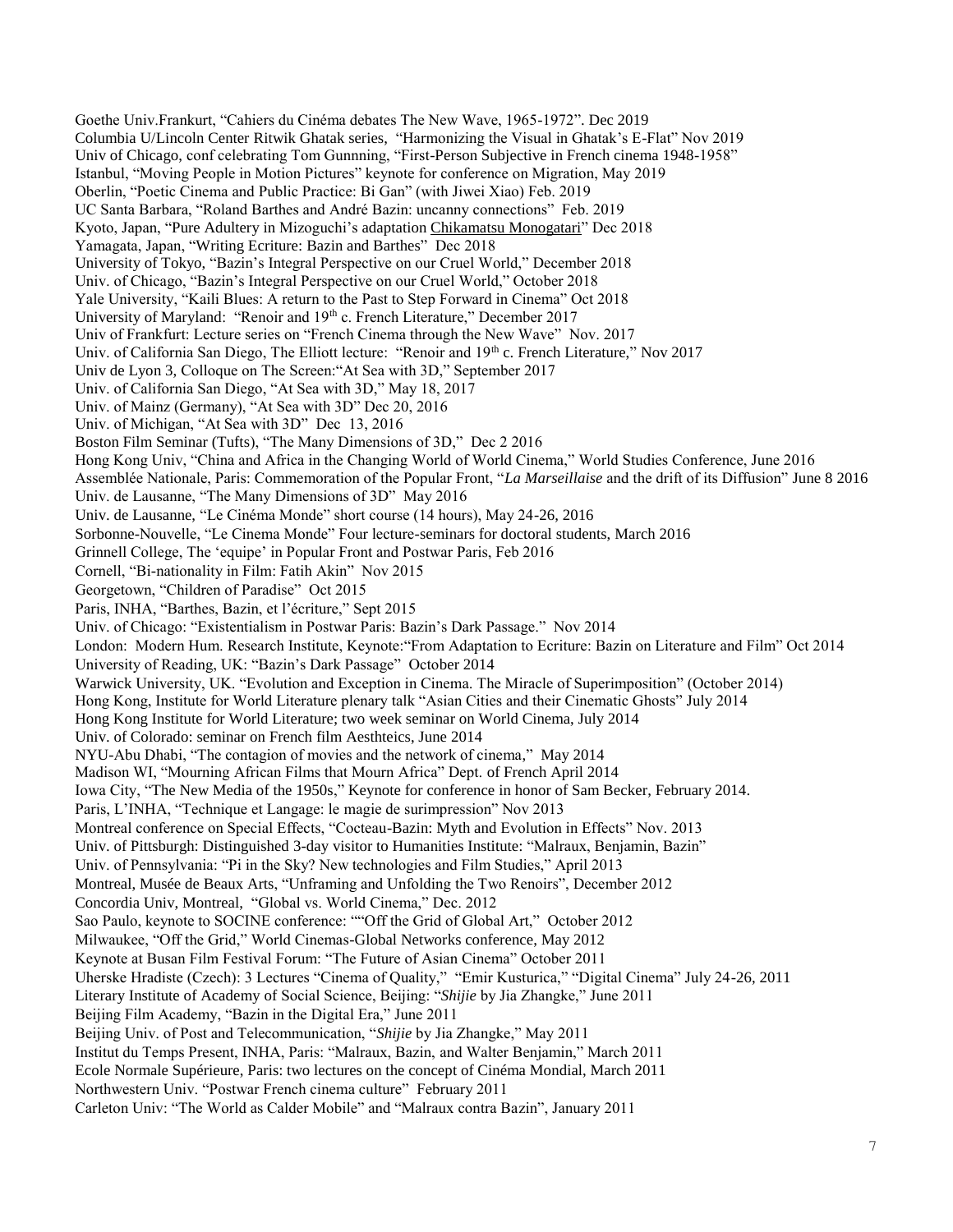Goethe Univ.Frankurt, "Cahiers du Cinéma debates The New Wave, 1965-1972". Dec 2019
Columbia U/Lincoln Center Ritwik Ghatak series, "Harmonizing the Visual in Ghatak's E-Flat" Nov 2019
Univ of Chicago, conf celebrating Tom Gunnning, "First-Person Subjective in French cinema 1948-1958"
Istanbul, "Moving People in Motion Pictures" keynote for conference on Migration, May 2019
Oberlin, "Poetic Cinema and Public Practice: Bi Gan" (with Jiwei Xiao) Feb. 2019
UC Santa Barbara, "Roland Barthes and André Bazin: uncanny connections" Feb. 2019
Kyoto, Japan, "Pure Adultery in Mizoguchi's adaptation Chikamatsu Monogatari" Dec 2018
Yamagata, Japan, "Writing Ecriture: Bazin and Barthes" Dec 2018
University of Tokyo, "Bazin's Integral Perspective on our Cruel World," December 2018
Univ. of Chicago, "Bazin's Integral Perspective on our Cruel World," October 2018
Yale University, "Kaili Blues: A return to the Past to Step Forward in Cinema" Oct 2018
University of Maryland: "Renoir and 19th c. French Literature," December 2017
Univ of Frankfurt: Lecture series on "French Cinema through the New Wave" Nov. 2017
Univ. of California San Diego, The Elliott lecture: "Renoir and 19th c. French Literature," Nov 2017
Univ de Lyon 3, Colloque on The Screen:"At Sea with 3D," September 2017
Univ. of California San Diego, "At Sea with 3D," May 18, 2017
Univ. of Mainz (Germany), "At Sea with 3D" Dec 20, 2016
Univ. of Michigan, "At Sea with 3D" Dec 13, 2016
Boston Film Seminar (Tufts), "The Many Dimensions of 3D," Dec 2 2016
Hong Kong Univ, "China and Africa in the Changing World of World Cinema," World Studies Conference, June 2016
Assemblée Nationale, Paris: Commemoration of the Popular Front, "*La Marseillaise* and the drift of its Diffusion" June 8 2016
Univ. de Lausanne, "The Many Dimensions of 3D" May 2016
Univ. de Lausanne, "Le Cinéma Monde" short course (14 hours), May 24-26, 2016
Sorbonne-Nouvelle, "Le Cinema Monde" Four lecture-seminars for doctoral students, March 2016
Grinnell College, The 'equipe' in Popular Front and Postwar Paris, Feb 2016
Cornell, "Bi-nationality in Film: Fatih Akin" Nov 2015
Georgetown, "Children of Paradise" Oct 2015
Paris, INHA, "Barthes, Bazin, et l'écriture," Sept 2015
Univ. of Chicago: "Existentialism in Postwar Paris: Bazin's Dark Passage." Nov 2014
London: Modern Hum. Research Institute, Keynote:"From Adaptation to Ecriture: Bazin on Literature and Film" Oct 2014
University of Reading, UK: "Bazin's Dark Passage" October 2014
Warwick University, UK. "Evolution and Exception in Cinema. The Miracle of Superimposition" (October 2014)
Hong Kong, Institute for World Literature plenary talk "Asian Cities and their Cinematic Ghosts" July 2014
Hong Kong Institute for World Literature; two week seminar on World Cinema, July 2014
Univ. of Colorado: seminar on French film Aesthteics, June 2014
NYU-Abu Dhabi, "The contagion of movies and the network of cinema," May 2014
Madison WI, "Mourning African Films that Mourn Africa" Dept. of French April 2014
Iowa City, "The New Media of the 1950s," Keynote for conference in honor of Sam Becker, February 2014.
Paris, L'INHA, "Technique et Langage: le magie de surimpression" Nov 2013
Montreal conference on Special Effects, "Cocteau-Bazin: Myth and Evolution in Effects" Nov. 2013
Univ. of Pittsburgh: Distinguished 3-day visitor to Humanities Institute: "Malraux, Benjamin, Bazin"
Univ. of Pennsylvania: "Pi in the Sky? New technologies and Film Studies," April 2013
Montreal, Musée de Beaux Arts, "Unframing and Unfolding the Two Renoirs", December 2012
Concordia Univ, Montreal, "Global vs. World Cinema," Dec. 2012
Sao Paulo, keynote to SOCINE conference: ""Off the Grid of Global Art," October 2012
Milwaukee, "Off the Grid," World Cinemas-Global Networks conference, May 2012
Keynote at Busan Film Festival Forum: "The Future of Asian Cinema" October 2011
Uherske Hradiste (Czech): 3 Lectures "Cinema of Quality," "Emir Kusturica," "Digital Cinema" July 24-26, 2011
Literary Institute of Academy of Social Science, Beijing: "*Shijie* by Jia Zhangke," June 2011
Beijing Film Academy, "Bazin in the Digital Era," June 2011
Beijing Univ. of Post and Telecommunication, "*Shijie* by Jia Zhangke," May 2011
Institut du Temps Present, INHA, Paris: "Malraux, Bazin, and Walter Benjamin," March 2011
Ecole Normale Supérieure, Paris: two lectures on the concept of Cinéma Mondial, March 2011
Northwestern Univ. "Postwar French cinema culture" February 2011
Carleton Univ: "The World as Calder Mobile" and "Malraux contra Bazin", January 2011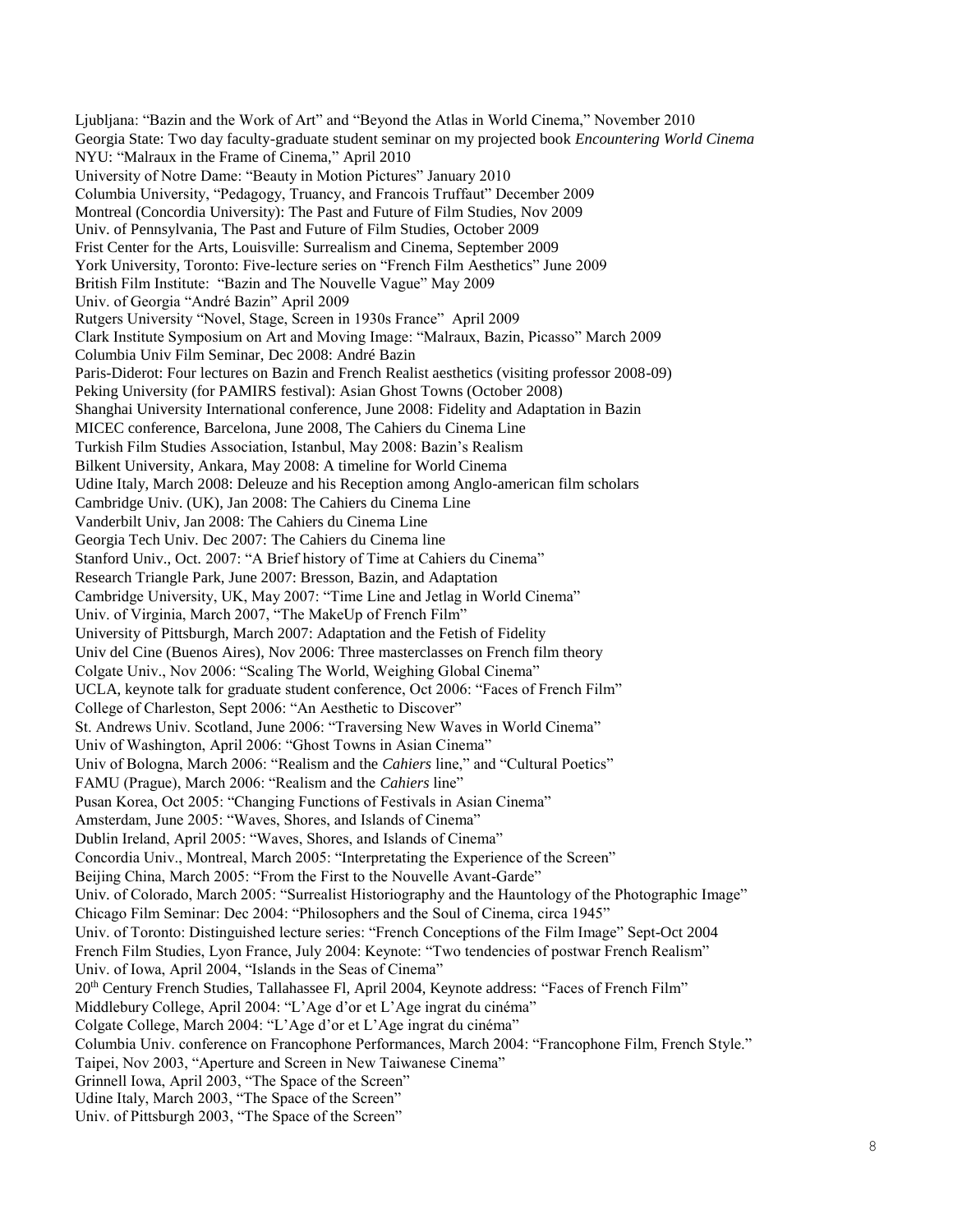Ljubljana: "Bazin and the Work of Art" and "Beyond the Atlas in World Cinema," November 2010
Georgia State: Two day faculty-graduate student seminar on my projected book *Encountering World Cinema*
NYU: "Malraux in the Frame of Cinema," April 2010
University of Notre Dame: "Beauty in Motion Pictures" January 2010
Columbia University, "Pedagogy, Truancy, and Francois Truffaut" December 2009
Montreal (Concordia University): The Past and Future of Film Studies, Nov 2009
Univ. of Pennsylvania, The Past and Future of Film Studies, October 2009
Frist Center for the Arts, Louisville: Surrealism and Cinema, September 2009
York University, Toronto: Five-lecture series on "French Film Aesthetics" June 2009
British Film Institute: "Bazin and The Nouvelle Vague" May 2009
Univ. of Georgia "André Bazin" April 2009
Rutgers University "Novel, Stage, Screen in 1930s France" April 2009
Clark Institute Symposium on Art and Moving Image: "Malraux, Bazin, Picasso" March 2009
Columbia Univ Film Seminar, Dec 2008: André Bazin
Paris-Diderot: Four lectures on Bazin and French Realist aesthetics (visiting professor 2008-09)
Peking University (for PAMIRS festival): Asian Ghost Towns (October 2008)
Shanghai University International conference, June 2008: Fidelity and Adaptation in Bazin
MICEC conference, Barcelona, June 2008, The Cahiers du Cinema Line
Turkish Film Studies Association, Istanbul, May 2008: Bazin's Realism
Bilkent University, Ankara, May 2008: A timeline for World Cinema
Udine Italy, March 2008: Deleuze and his Reception among Anglo-american film scholars
Cambridge Univ. (UK), Jan 2008: The Cahiers du Cinema Line
Vanderbilt Univ, Jan 2008: The Cahiers du Cinema Line
Georgia Tech Univ. Dec 2007: The Cahiers du Cinema line
Stanford Univ., Oct. 2007: "A Brief history of Time at Cahiers du Cinema"
Research Triangle Park, June 2007: Bresson, Bazin, and Adaptation
Cambridge University, UK, May 2007: "Time Line and Jetlag in World Cinema"
Univ. of Virginia, March 2007, "The MakeUp of French Film"
University of Pittsburgh, March 2007: Adaptation and the Fetish of Fidelity
Univ del Cine (Buenos Aires), Nov 2006: Three masterclasses on French film theory
Colgate Univ., Nov 2006: "Scaling The World, Weighing Global Cinema"
UCLA, keynote talk for graduate student conference, Oct 2006: "Faces of French Film"
College of Charleston, Sept 2006: "An Aesthetic to Discover"
St. Andrews Univ. Scotland, June 2006: "Traversing New Waves in World Cinema"
Univ of Washington, April 2006: "Ghost Towns in Asian Cinema"
Univ of Bologna, March 2006: "Realism and the *Cahiers* line," and "Cultural Poetics"
FAMU (Prague), March 2006: "Realism and the *Cahiers* line"
Pusan Korea, Oct 2005: "Changing Functions of Festivals in Asian Cinema"
Amsterdam, June 2005: "Waves, Shores, and Islands of Cinema"
Dublin Ireland, April 2005: "Waves, Shores, and Islands of Cinema"
Concordia Univ., Montreal, March 2005: "Interpretating the Experience of the Screen"
Beijing China, March 2005: "From the First to the Nouvelle Avant-Garde"
Univ. of Colorado, March 2005: "Surrealist Historiography and the Hauntology of the Photographic Image"
Chicago Film Seminar: Dec 2004: "Philosophers and the Soul of Cinema, circa 1945"
Univ. of Toronto: Distinguished lecture series: "French Conceptions of the Film Image" Sept-Oct 2004
French Film Studies, Lyon France, July 2004: Keynote: "Two tendencies of postwar French Realism"
Univ. of Iowa, April 2004, "Islands in the Seas of Cinema"
20th Century French Studies, Tallahassee Fl, April 2004, Keynote address: "Faces of French Film"
Middlebury College, April 2004: "L'Age d'or et L'Age ingrat du cinéma"
Colgate College, March 2004: "L'Age d'or et L'Age ingrat du cinéma"
Columbia Univ. conference on Francophone Performances, March 2004: "Francophone Film, French Style."
Taipei, Nov 2003, "Aperture and Screen in New Taiwanese Cinema"
Grinnell Iowa, April 2003, "The Space of the Screen"
Udine Italy, March 2003, "The Space of the Screen"
Univ. of Pittsburgh 2003, "The Space of the Screen"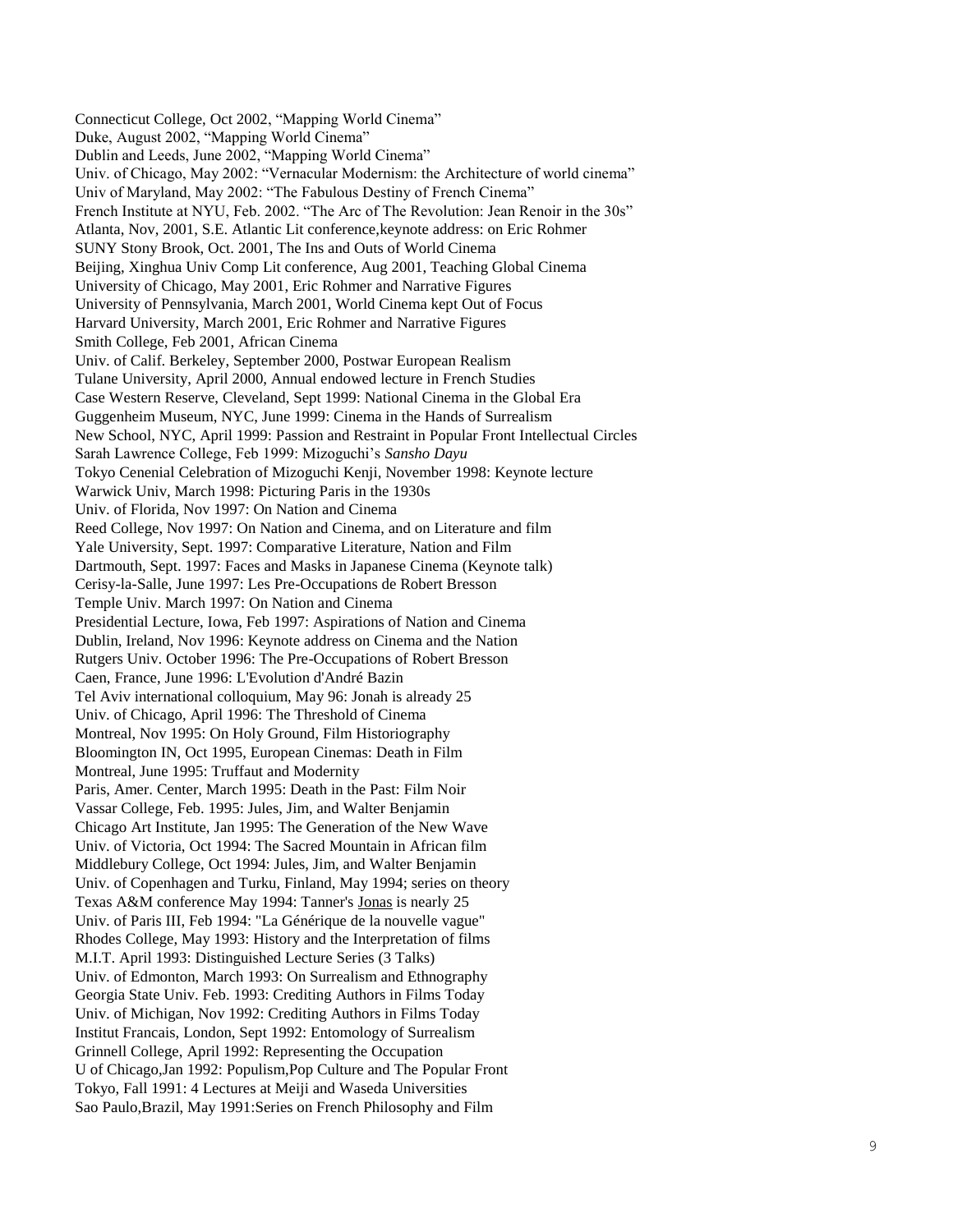Connecticut College, Oct 2002, "Mapping World Cinema"
Duke, August 2002, "Mapping World Cinema"
Dublin and Leeds, June 2002, "Mapping World Cinema"
Univ. of Chicago, May 2002: "Vernacular Modernism: the Architecture of world cinema"
Univ of Maryland, May 2002: "The Fabulous Destiny of French Cinema"
French Institute at NYU, Feb. 2002. "The Arc of The Revolution: Jean Renoir in the 30s"
Atlanta, Nov, 2001, S.E. Atlantic Lit conference,keynote address: on Eric Rohmer
SUNY Stony Brook, Oct. 2001, The Ins and Outs of World Cinema
Beijing, Xinghua Univ Comp Lit conference, Aug 2001, Teaching Global Cinema
University of Chicago, May 2001, Eric Rohmer and Narrative Figures
University of Pennsylvania, March 2001, World Cinema kept Out of Focus
Harvard University, March 2001, Eric Rohmer and Narrative Figures
Smith College, Feb 2001, African Cinema
Univ. of Calif. Berkeley, September 2000, Postwar European Realism
Tulane University, April 2000, Annual endowed lecture in French Studies
Case Western Reserve, Cleveland, Sept 1999: National Cinema in the Global Era
Guggenheim Museum, NYC, June 1999: Cinema in the Hands of Surrealism
New School, NYC, April 1999: Passion and Restraint in Popular Front Intellectual Circles
Sarah Lawrence College, Feb 1999: Mizoguchi's *Sansho Dayu*
Tokyo Cenenial Celebration of Mizoguchi Kenji, November 1998: Keynote lecture
Warwick Univ, March 1998: Picturing Paris in the 1930s
Univ. of Florida, Nov 1997: On Nation and Cinema
Reed College, Nov 1997: On Nation and Cinema, and on Literature and film
Yale University, Sept. 1997: Comparative Literature, Nation and Film
Dartmouth, Sept. 1997: Faces and Masks in Japanese Cinema (Keynote talk)
Cerisy-la-Salle, June 1997: Les Pre-Occupations de Robert Bresson
Temple Univ. March 1997: On Nation and Cinema
Presidential Lecture, Iowa, Feb 1997: Aspirations of Nation and Cinema
Dublin, Ireland, Nov 1996: Keynote address on Cinema and the Nation
Rutgers Univ. October 1996: The Pre-Occupations of Robert Bresson
Caen, France, June 1996: L'Evolution d'André Bazin
Tel Aviv international colloquium, May 96: Jonah is already 25
Univ. of Chicago, April 1996: The Threshold of Cinema
Montreal, Nov 1995: On Holy Ground, Film Historiography
Bloomington IN, Oct 1995, European Cinemas: Death in Film
Montreal, June 1995: Truffaut and Modernity
Paris, Amer. Center, March 1995: Death in the Past: Film Noir
Vassar College, Feb. 1995: Jules, Jim, and Walter Benjamin
Chicago Art Institute, Jan 1995: The Generation of the New Wave
Univ. of Victoria, Oct 1994: The Sacred Mountain in African film
Middlebury College, Oct 1994: Jules, Jim, and Walter Benjamin
Univ. of Copenhagen and Turku, Finland, May 1994; series on theory
Texas A&M conference May 1994: Tanner's Jonas is nearly 25
Univ. of Paris III, Feb 1994: "La Générique de la nouvelle vague"
Rhodes College, May 1993: History and the Interpretation of films
M.I.T. April 1993: Distinguished Lecture Series (3 Talks)
Univ. of Edmonton, March 1993: On Surrealism and Ethnography
Georgia State Univ. Feb. 1993: Crediting Authors in Films Today
Univ. of Michigan, Nov 1992: Crediting Authors in Films Today
Institut Francais, London, Sept 1992: Entomology of Surrealism
Grinnell College, April 1992: Representing the Occupation
U of Chicago,Jan 1992: Populism,Pop Culture and The Popular Front
Tokyo, Fall 1991: 4 Lectures at Meiji and Waseda Universities
Sao Paulo,Brazil, May 1991:Series on French Philosophy and Film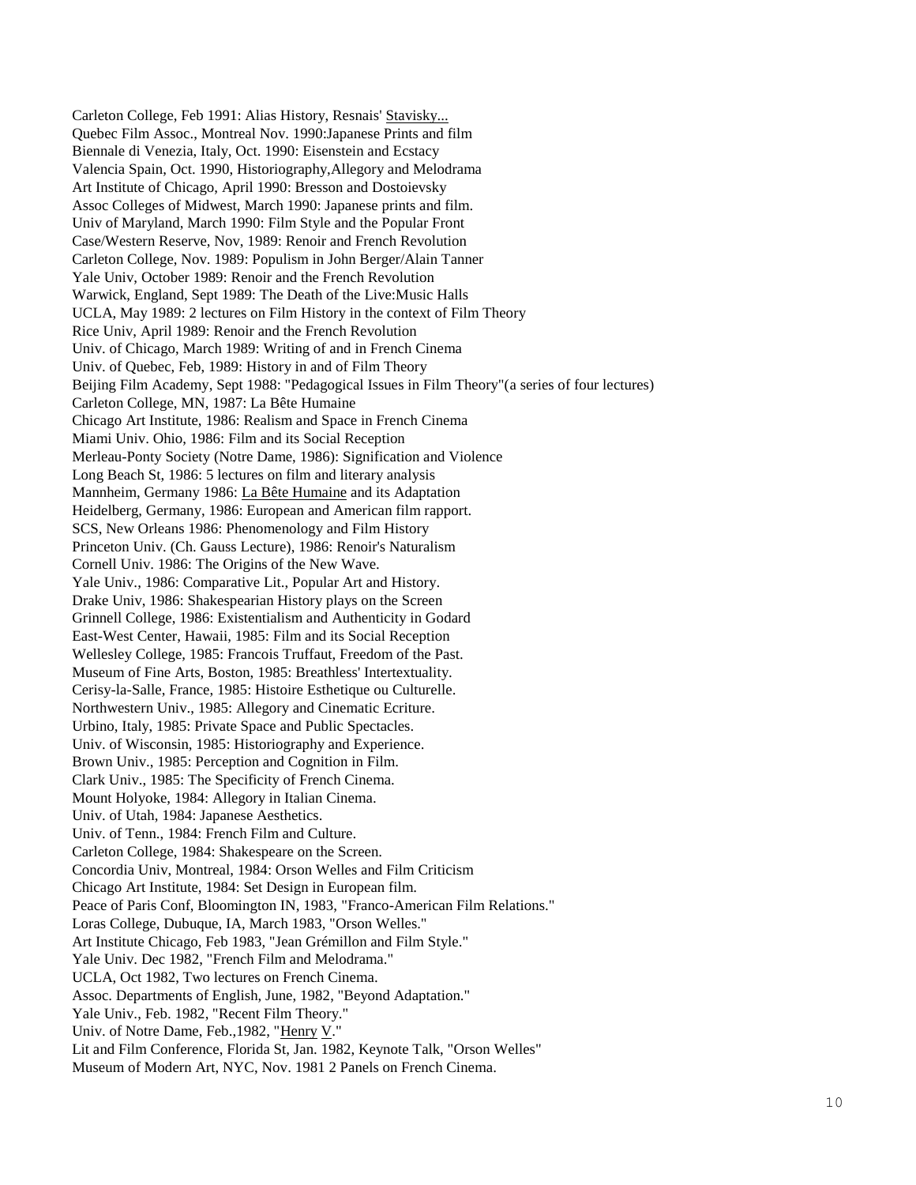Carleton College, Feb 1991: Alias History, Resnais' Stavisky...
Quebec Film Assoc., Montreal Nov. 1990:Japanese Prints and film
Biennale di Venezia, Italy, Oct. 1990: Eisenstein and Ecstacy
Valencia Spain, Oct. 1990, Historiography,Allegory and Melodrama
Art Institute of Chicago, April 1990: Bresson and Dostoievsky
Assoc Colleges of Midwest, March 1990: Japanese prints and film.
Univ of Maryland, March 1990: Film Style and the Popular Front
Case/Western Reserve, Nov, 1989: Renoir and French Revolution
Carleton College, Nov. 1989: Populism in John Berger/Alain Tanner
Yale Univ, October 1989: Renoir and the French Revolution
Warwick, England, Sept 1989: The Death of the Live:Music Halls
UCLA, May 1989: 2 lectures on Film History in the context of Film Theory
Rice Univ, April 1989: Renoir and the French Revolution
Univ. of Chicago, March 1989: Writing of and in French Cinema
Univ. of Quebec, Feb, 1989: History in and of Film Theory
Beijing Film Academy, Sept 1988: "Pedagogical Issues in Film Theory"(a series of four lectures)
Carleton College, MN, 1987: La Bête Humaine
Chicago Art Institute, 1986: Realism and Space in French Cinema
Miami Univ. Ohio, 1986: Film and its Social Reception
Merleau-Ponty Society (Notre Dame, 1986): Signification and Violence
Long Beach St, 1986: 5 lectures on film and literary analysis
Mannheim, Germany 1986: La Bête Humaine and its Adaptation
Heidelberg, Germany, 1986: European and American film rapport.
SCS, New Orleans 1986: Phenomenology and Film History
Princeton Univ. (Ch. Gauss Lecture), 1986: Renoir's Naturalism
Cornell Univ. 1986: The Origins of the New Wave.
Yale Univ., 1986: Comparative Lit., Popular Art and History.
Drake Univ, 1986: Shakespearian History plays on the Screen
Grinnell College, 1986: Existentialism and Authenticity in Godard
East-West Center, Hawaii, 1985: Film and its Social Reception
Wellesley College, 1985: Francois Truffaut, Freedom of the Past.
Museum of Fine Arts, Boston, 1985: Breathless' Intertextuality.
Cerisy-la-Salle, France, 1985: Histoire Esthetique ou Culturelle.
Northwestern Univ., 1985: Allegory and Cinematic Ecriture.
Urbino, Italy, 1985: Private Space and Public Spectacles.
Univ. of Wisconsin, 1985: Historiography and Experience.
Brown Univ., 1985: Perception and Cognition in Film.
Clark Univ., 1985: The Specificity of French Cinema.
Mount Holyoke, 1984: Allegory in Italian Cinema.
Univ. of Utah, 1984: Japanese Aesthetics.
Univ. of Tenn., 1984: French Film and Culture.
Carleton College, 1984: Shakespeare on the Screen.
Concordia Univ, Montreal, 1984: Orson Welles and Film Criticism
Chicago Art Institute, 1984: Set Design in European film.
Peace of Paris Conf, Bloomington IN, 1983, "Franco-American Film Relations."
Loras College, Dubuque, IA, March 1983, "Orson Welles."
Art Institute Chicago, Feb 1983, "Jean Grémillon and Film Style."
Yale Univ. Dec 1982, "French Film and Melodrama."
UCLA, Oct 1982, Two lectures on French Cinema.
Assoc. Departments of English, June, 1982, "Beyond Adaptation."
Yale Univ., Feb. 1982, "Recent Film Theory."
Univ. of Notre Dame, Feb.,1982, "Henry V."
Lit and Film Conference, Florida St, Jan. 1982, Keynote Talk, "Orson Welles"
Museum of Modern Art, NYC, Nov. 1981 2 Panels on French Cinema.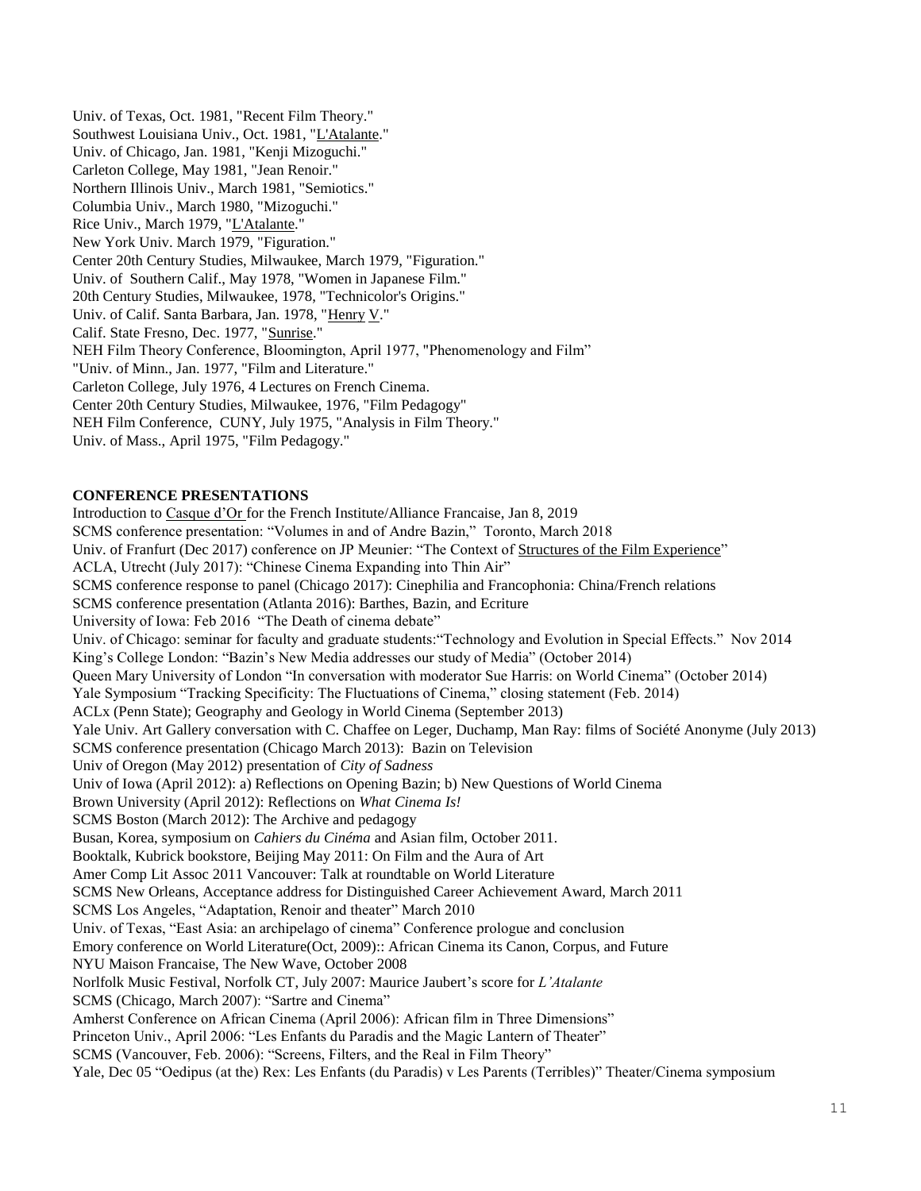Univ. of Texas, Oct. 1981, "Recent Film Theory."
Southwest Louisiana Univ., Oct. 1981, "L'Atalante."
Univ. of Chicago, Jan. 1981, "Kenji Mizoguchi."
Carleton College, May 1981, "Jean Renoir."
Northern Illinois Univ., March 1981, "Semiotics."
Columbia Univ., March 1980, "Mizoguchi."
Rice Univ., March 1979, "L'Atalante."
New York Univ. March 1979, "Figuration."
Center 20th Century Studies, Milwaukee, March 1979, "Figuration."
Univ. of Southern Calif., May 1978, "Women in Japanese Film."
20th Century Studies, Milwaukee, 1978, "Technicolor's Origins."
Univ. of Calif. Santa Barbara, Jan. 1978, "Henry V."
Calif. State Fresno, Dec. 1977, "Sunrise."
NEH Film Theory Conference, Bloomington, April 1977, "Phenomenology and Film"
"Univ. of Minn., Jan. 1977, "Film and Literature."
Carleton College, July 1976, 4 Lectures on French Cinema.
Center 20th Century Studies, Milwaukee, 1976, "Film Pedagogy"
NEH Film Conference, CUNY, July 1975, "Analysis in Film Theory."
Univ. of Mass., April 1975, "Film Pedagogy."

**CONFERENCE PRESENTATIONS**

Introduction to Casque d'Or for the French Institute/Alliance Francaise, Jan 8, 2019
SCMS conference presentation: "Volumes in and of Andre Bazin," Toronto, March 2018
Univ. of Franfurt (Dec 2017) conference on JP Meunier: "The Context of Structures of the Film Experience"
ACLA, Utrecht (July 2017): "Chinese Cinema Expanding into Thin Air"
SCMS conference response to panel (Chicago 2017): Cinephilia and Francophonia: China/French relations
SCMS conference presentation (Atlanta 2016): Barthes, Bazin, and Ecriture
University of Iowa: Feb 2016 "The Death of cinema debate"
Univ. of Chicago: seminar for faculty and graduate students:"Technology and Evolution in Special Effects." Nov 2014
King's College London: "Bazin's New Media addresses our study of Media" (October 2014)
Queen Mary University of London "In conversation with moderator Sue Harris: on World Cinema" (October 2014)
Yale Symposium "Tracking Specificity: The Fluctuations of Cinema," closing statement (Feb. 2014)
ACLx (Penn State); Geography and Geology in World Cinema (September 2013)
Yale Univ. Art Gallery conversation with C. Chaffee on Leger, Duchamp, Man Ray: films of Société Anonyme (July 2013)
SCMS conference presentation (Chicago March 2013): Bazin on Television
Univ of Oregon (May 2012) presentation of *City of Sadness*
Univ of Iowa (April 2012): a) Reflections on Opening Bazin; b) New Questions of World Cinema
Brown University (April 2012): Reflections on *What Cinema Is!*
SCMS Boston (March 2012): The Archive and pedagogy
Busan, Korea, symposium on *Cahiers du Cinéma* and Asian film, October 2011.
Booktalk, Kubrick bookstore, Beijing May 2011: On Film and the Aura of Art
Amer Comp Lit Assoc 2011 Vancouver: Talk at roundtable on World Literature
SCMS New Orleans, Acceptance address for Distinguished Career Achievement Award, March 2011
SCMS Los Angeles, "Adaptation, Renoir and theater" March 2010
Univ. of Texas, "East Asia: an archipelago of cinema" Conference prologue and conclusion
Emory conference on World Literature(Oct, 2009):: African Cinema its Canon, Corpus, and Future
NYU Maison Francaise, The New Wave, October 2008
Norlfolk Music Festival, Norfolk CT, July 2007: Maurice Jaubert's score for *L'Atalante*
SCMS (Chicago, March 2007): "Sartre and Cinema"
Amherst Conference on African Cinema (April 2006): African film in Three Dimensions"
Princeton Univ., April 2006: "Les Enfants du Paradis and the Magic Lantern of Theater"
SCMS (Vancouver, Feb. 2006): "Screens, Filters, and the Real in Film Theory"
Yale, Dec 05 "Oedipus (at the) Rex: Les Enfants (du Paradis) v Les Parents (Terribles)" Theater/Cinema symposium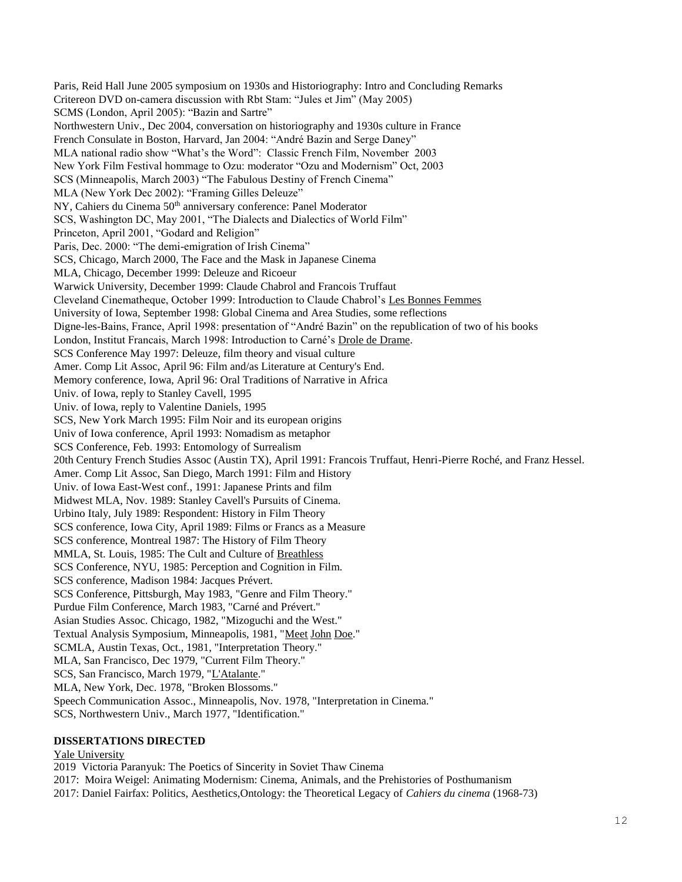Paris, Reid Hall June 2005 symposium on 1930s and Historiography: Intro and Concluding Remarks
Critereon DVD on-camera discussion with Rbt Stam: "Jules et Jim" (May 2005)
SCMS (London, April 2005): "Bazin and Sartre"
Northwestern Univ., Dec 2004, conversation on historiography and 1930s culture in France
French Consulate in Boston, Harvard, Jan 2004: "André Bazin and Serge Daney"
MLA national radio show "What's the Word": Classic French Film, November 2003
New York Film Festival hommage to Ozu: moderator "Ozu and Modernism" Oct, 2003
SCS (Minneapolis, March 2003) "The Fabulous Destiny of French Cinema"
MLA (New York Dec 2002): "Framing Gilles Deleuze"
NY, Cahiers du Cinema 50th anniversary conference: Panel Moderator
SCS, Washington DC, May 2001, "The Dialects and Dialectics of World Film"
Princeton, April 2001, "Godard and Religion"
Paris, Dec. 2000: "The demi-emigration of Irish Cinema"
SCS, Chicago, March 2000, The Face and the Mask in Japanese Cinema
MLA, Chicago, December 1999: Deleuze and Ricoeur
Warwick University, December 1999: Claude Chabrol and Francois Truffaut
Cleveland Cinematheque, October 1999: Introduction to Claude Chabrol's Les Bonnes Femmes
University of Iowa, September 1998: Global Cinema and Area Studies, some reflections
Digne-les-Bains, France, April 1998: presentation of "André Bazin" on the republication of two of his books
London, Institut Francais, March 1998: Introduction to Carné's Drole de Drame.
SCS Conference May 1997: Deleuze, film theory and visual culture
Amer. Comp Lit Assoc, April 96: Film and/as Literature at Century's End.
Memory conference, Iowa, April 96: Oral Traditions of Narrative in Africa
Univ. of Iowa, reply to Stanley Cavell, 1995
Univ. of Iowa, reply to Valentine Daniels, 1995
SCS, New York March 1995: Film Noir and its european origins
Univ of Iowa conference, April 1993: Nomadism as metaphor
SCS Conference, Feb. 1993: Entomology of Surrealism
20th Century French Studies Assoc (Austin TX), April 1991: Francois Truffaut, Henri-Pierre Roché, and Franz Hessel.
Amer. Comp Lit Assoc, San Diego, March 1991: Film and History
Univ. of Iowa East-West conf., 1991: Japanese Prints and film
Midwest MLA, Nov. 1989: Stanley Cavell's Pursuits of Cinema.
Urbino Italy, July 1989: Respondent: History in Film Theory
SCS conference, Iowa City, April 1989: Films or Francs as a Measure
SCS conference, Montreal 1987: The History of Film Theory
MMLA, St. Louis, 1985: The Cult and Culture of Breathless
SCS Conference, NYU, 1985: Perception and Cognition in Film.
SCS conference, Madison 1984: Jacques Prévert.
SCS Conference, Pittsburgh, May 1983, "Genre and Film Theory."
Purdue Film Conference, March 1983, "Carné and Prévert."
Asian Studies Assoc. Chicago, 1982, "Mizoguchi and the West."
Textual Analysis Symposium, Minneapolis, 1981, "Meet John Doe."
SCMLA, Austin Texas, Oct., 1981, "Interpretation Theory."
MLA, San Francisco, Dec 1979, "Current Film Theory."
SCS, San Francisco, March 1979, "L'Atalante."
MLA, New York, Dec. 1978, "Broken Blossoms."
Speech Communication Assoc., Minneapolis, Nov. 1978, "Interpretation in Cinema."
SCS, Northwestern Univ., March 1977, "Identification."

**DISSERTATIONS DIRECTED**

Yale University

2019 Victoria Paranyuk: The Poetics of Sincerity in Soviet Thaw Cinema
2017: Moira Weigel: Animating Modernism: Cinema, Animals, and the Prehistories of Posthumanism
2017: Daniel Fairfax: Politics, Aesthetics,Ontology: the Theoretical Legacy of *Cahiers du cinema* (1968-73)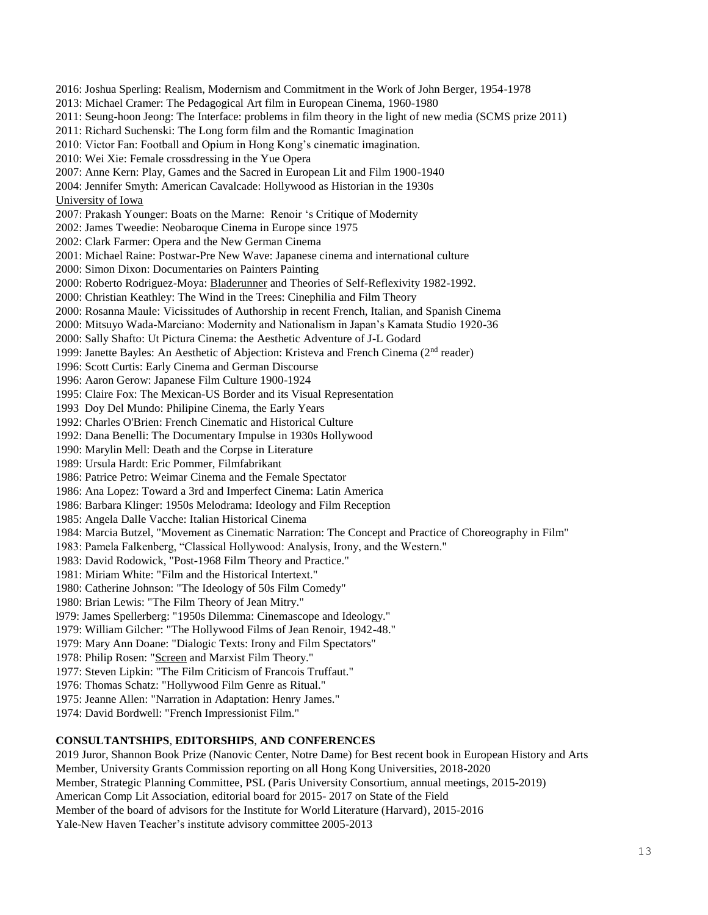2016: Joshua Sperling: Realism, Modernism and Commitment in the Work of John Berger, 1954-1978
2013: Michael Cramer: The Pedagogical Art film in European Cinema, 1960-1980
2011: Seung-hoon Jeong: The Interface: problems in film theory in the light of new media (SCMS prize 2011)
2011: Richard Suchenski: The Long form film and the Romantic Imagination
2010: Victor Fan: Football and Opium in Hong Kong's cinematic imagination.
2010: Wei Xie: Female crossdressing in the Yue Opera
2007: Anne Kern: Play, Games and the Sacred in European Lit and Film 1900-1940
2004: Jennifer Smyth: American Cavalcade: Hollywood as Historian in the 1930s

University of Iowa

2007: Prakash Younger: Boats on the Marne: Renoir 's Critique of Modernity
2002: James Tweedie: Neobaroque Cinema in Europe since 1975
2002: Clark Farmer: Opera and the New German Cinema
2001: Michael Raine: Postwar-Pre New Wave: Japanese cinema and international culture
2000: Simon Dixon: Documentaries on Painters Painting
2000: Roberto Rodriguez-Moya: Bladerunner and Theories of Self-Reflexivity 1982-1992.
2000: Christian Keathley: The Wind in the Trees: Cinephilia and Film Theory
2000: Rosanna Maule: Vicissitudes of Authorship in recent French, Italian, and Spanish Cinema
2000: Mitsuyo Wada-Marciano: Modernity and Nationalism in Japan's Kamata Studio 1920-36
2000: Sally Shafto: Ut Pictura Cinema: the Aesthetic Adventure of J-L Godard
1999: Janette Bayles: An Aesthetic of Abjection: Kristeva and French Cinema (2nd reader)
1996: Scott Curtis: Early Cinema and German Discourse
1996: Aaron Gerow: Japanese Film Culture 1900-1924
1995: Claire Fox: The Mexican-US Border and its Visual Representation
1993 Doy Del Mundo: Philipine Cinema, the Early Years
1992: Charles O'Brien: French Cinematic and Historical Culture
1992: Dana Benelli: The Documentary Impulse in 1930s Hollywood
1990: Marylin Mell: Death and the Corpse in Literature
1989: Ursula Hardt: Eric Pommer, Filmfabrikant
1986: Patrice Petro: Weimar Cinema and the Female Spectator
1986: Ana Lopez: Toward a 3rd and Imperfect Cinema: Latin America
1986: Barbara Klinger: 1950s Melodrama: Ideology and Film Reception
1985: Angela Dalle Vacche: Italian Historical Cinema
1984: Marcia Butzel, "Movement as Cinematic Narration: The Concept and Practice of Choreography in Film"
1983: Pamela Falkenberg, "Classical Hollywood: Analysis, Irony, and the Western."
1983: David Rodowick, "Post-1968 Film Theory and Practice."
1981: Miriam White: "Film and the Historical Intertext."
1980: Catherine Johnson: "The Ideology of 50s Film Comedy"
1980: Brian Lewis: "The Film Theory of Jean Mitry."
l979: James Spellerberg: "1950s Dilemma: Cinemascope and Ideology."
1979: William Gilcher: "The Hollywood Films of Jean Renoir, 1942-48."
1979: Mary Ann Doane: "Dialogic Texts: Irony and Film Spectators"
1978: Philip Rosen: "Screen and Marxist Film Theory."
1977: Steven Lipkin: "The Film Criticism of Francois Truffaut."
1976: Thomas Schatz: "Hollywood Film Genre as Ritual."
1975: Jeanne Allen: "Narration in Adaptation: Henry James."
1974: David Bordwell: "French Impressionist Film."

**CONSULTANTSHIPS**, **EDITORSHIPS**, **AND CONFERENCES**

2019 Juror, Shannon Book Prize (Nanovic Center, Notre Dame) for Best recent book in European History and Arts
Member, University Grants Commission reporting on all Hong Kong Universities, 2018-2020
Member, Strategic Planning Committee, PSL (Paris University Consortium, annual meetings, 2015-2019)
American Comp Lit Association, editorial board for 2015- 2017 on State of the Field
Member of the board of advisors for the Institute for World Literature (Harvard), 2015-2016
Yale-New Haven Teacher's institute advisory committee 2005-2013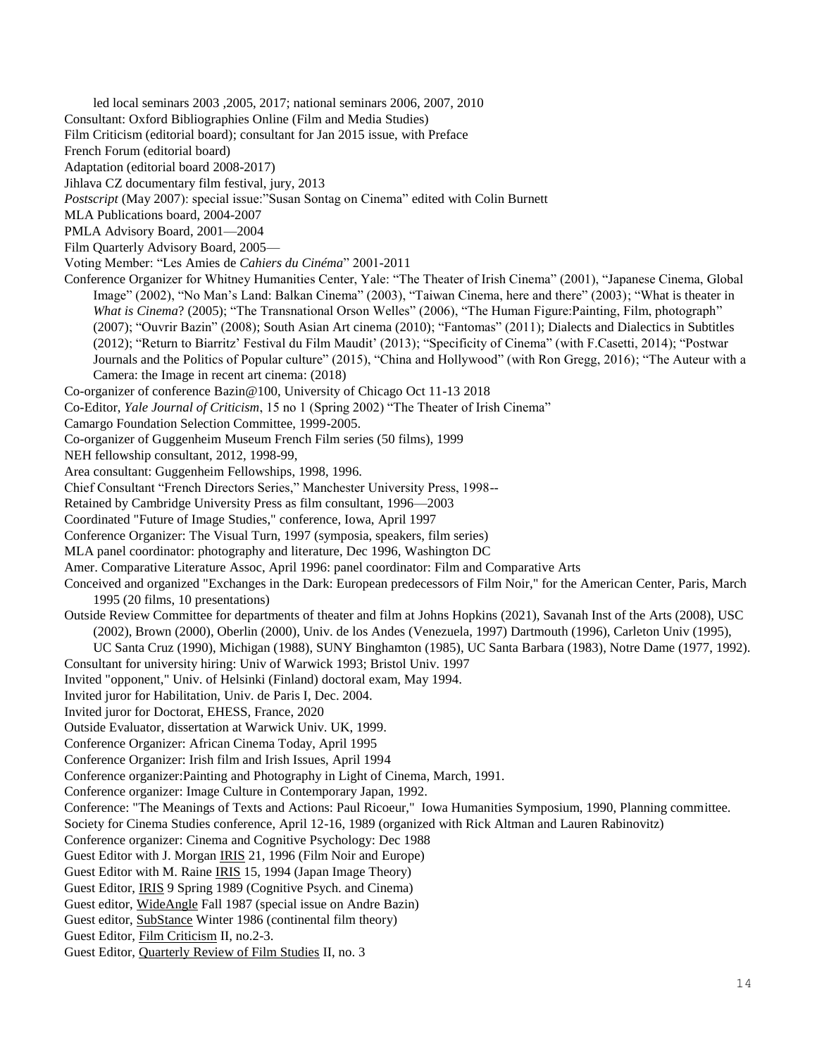led local seminars 2003 ,2005, 2017; national seminars 2006, 2007, 2010

Consultant: Oxford Bibliographies Online (Film and Media Studies)

Film Criticism (editorial board); consultant for Jan 2015 issue, with Preface

French Forum (editorial board)

Adaptation (editorial board 2008-2017)

Jihlava CZ documentary film festival, jury, 2013

*Postscript* (May 2007): special issue:"Susan Sontag on Cinema" edited with Colin Burnett

MLA Publications board, 2004-2007

PMLA Advisory Board, 2001—2004

Film Quarterly Advisory Board, 2005—

Voting Member: "Les Amies de *Cahiers du Cinéma*" 2001-2011

Conference Organizer for Whitney Humanities Center, Yale: "The Theater of Irish Cinema" (2001), "Japanese Cinema, Global Image" (2002), "No Man's Land: Balkan Cinema" (2003), "Taiwan Cinema, here and there" (2003); "What is theater in *What is Cinema*? (2005); "The Transnational Orson Welles" (2006), "The Human Figure:Painting, Film, photograph" (2007); "Ouvrir Bazin" (2008); South Asian Art cinema (2010); "Fantomas" (2011); Dialects and Dialectics in Subtitles (2012); "Return to Biarritz' Festival du Film Maudit' (2013); "Specificity of Cinema" (with F.Casetti, 2014); "Postwar Journals and the Politics of Popular culture" (2015), "China and Hollywood" (with Ron Gregg, 2016); "The Auteur with a Camera: the Image in recent art cinema: (2018)

Co-organizer of conference Bazin@100, University of Chicago Oct 11-13 2018

Co-Editor, *Yale Journal of Criticism*, 15 no 1 (Spring 2002) "The Theater of Irish Cinema"

Camargo Foundation Selection Committee, 1999-2005.

Co-organizer of Guggenheim Museum French Film series (50 films), 1999

NEH fellowship consultant, 2012, 1998-99,

Area consultant: Guggenheim Fellowships, 1998, 1996.

Chief Consultant "French Directors Series," Manchester University Press, 1998--

Retained by Cambridge University Press as film consultant, 1996—2003

Coordinated "Future of Image Studies," conference, Iowa, April 1997

Conference Organizer: The Visual Turn, 1997 (symposia, speakers, film series)

MLA panel coordinator: photography and literature, Dec 1996, Washington DC

Amer. Comparative Literature Assoc, April 1996: panel coordinator: Film and Comparative Arts

Conceived and organized "Exchanges in the Dark: European predecessors of Film Noir," for the American Center, Paris, March 1995 (20 films, 10 presentations)

Outside Review Committee for departments of theater and film at Johns Hopkins (2021), Savanah Inst of the Arts (2008), USC (2002), Brown (2000), Oberlin (2000), Univ. de los Andes (Venezuela, 1997) Dartmouth (1996), Carleton Univ (1995), UC Santa Cruz (1990), Michigan (1988), SUNY Binghamton (1985), UC Santa Barbara (1983), Notre Dame (1977, 1992).

Consultant for university hiring: Univ of Warwick 1993; Bristol Univ. 1997

Invited "opponent," Univ. of Helsinki (Finland) doctoral exam, May 1994.

Invited juror for Habilitation, Univ. de Paris I, Dec. 2004.

Invited juror for Doctorat, EHESS, France, 2020

Outside Evaluator, dissertation at Warwick Univ. UK, 1999.

Conference Organizer: African Cinema Today, April 1995

Conference Organizer: Irish film and Irish Issues, April 1994

Conference organizer:Painting and Photography in Light of Cinema, March, 1991.

Conference organizer: Image Culture in Contemporary Japan, 1992.

Conference: "The Meanings of Texts and Actions: Paul Ricoeur," Iowa Humanities Symposium, 1990, Planning committee.

Society for Cinema Studies conference, April 12-16, 1989 (organized with Rick Altman and Lauren Rabinovitz)

Conference organizer: Cinema and Cognitive Psychology: Dec 1988

Guest Editor with J. Morgan IRIS 21, 1996 (Film Noir and Europe)

Guest Editor with M. Raine IRIS 15, 1994 (Japan Image Theory)

Guest Editor, IRIS 9 Spring 1989 (Cognitive Psych. and Cinema)

Guest editor, WideAngle Fall 1987 (special issue on Andre Bazin)

Guest editor, SubStance Winter 1986 (continental film theory)

Guest Editor, Film Criticism II, no.2-3.

Guest Editor, Quarterly Review of Film Studies II, no. 3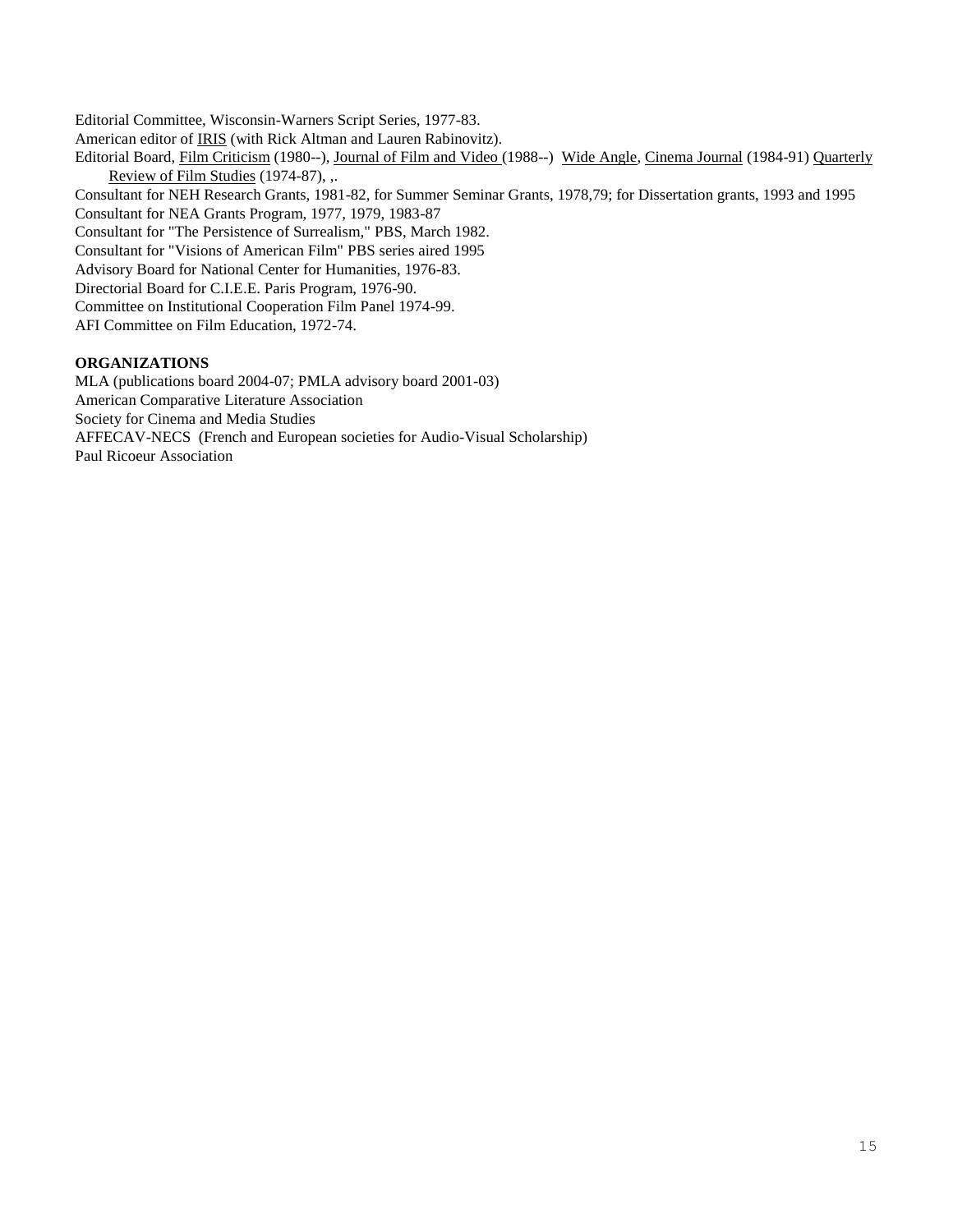Editorial Committee, Wisconsin-Warners Script Series, 1977-83.
American editor of IRIS (with Rick Altman and Lauren Rabinovitz).
Editorial Board, Film Criticism (1980--), Journal of Film and Video (1988--) Wide Angle, Cinema Journal (1984-91) Quarterly Review of Film Studies (1974-87), ,.
Consultant for NEH Research Grants, 1981-82, for Summer Seminar Grants, 1978,79; for Dissertation grants, 1993 and 1995
Consultant for NEA Grants Program, 1977, 1979, 1983-87
Consultant for "The Persistence of Surrealism," PBS, March 1982.
Consultant for "Visions of American Film" PBS series aired 1995
Advisory Board for National Center for Humanities, 1976-83.
Directorial Board for C.I.E.E. Paris Program, 1976-90.
Committee on Institutional Cooperation Film Panel 1974-99.
AFI Committee on Film Education, 1972-74.

**ORGANIZATIONS**

MLA (publications board 2004-07; PMLA advisory board 2001-03)
American Comparative Literature Association
Society for Cinema and Media Studies
AFFECAV-NECS (French and European societies for Audio-Visual Scholarship)
Paul Ricoeur Association